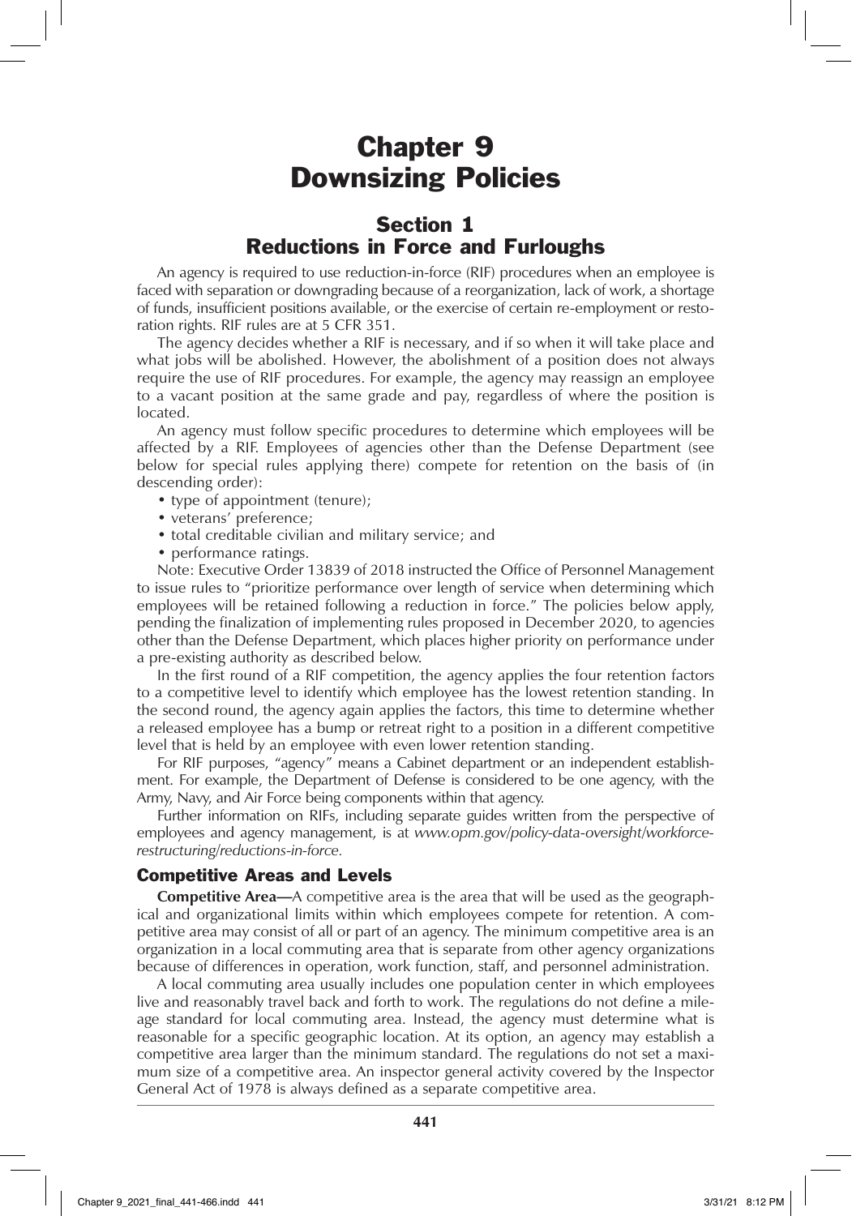# Chapter 9
# Downsizing Policies

## Section 1
## Reductions in Force and Furloughs

An agency is required to use reduction-in-force (RIF) procedures when an employee is faced with separation or downgrading because of a reorganization, lack of work, a shortage of funds, insufficient positions available, or the exercise of certain re-employment or restoration rights. RIF rules are at 5 CFR 351.

The agency decides whether a RIF is necessary, and if so when it will take place and what jobs will be abolished. However, the abolishment of a position does not always require the use of RIF procedures. For example, the agency may reassign an employee to a vacant position at the same grade and pay, regardless of where the position is located.

An agency must follow specific procedures to determine which employees will be affected by a RIF. Employees of agencies other than the Defense Department (see below for special rules applying there) compete for retention on the basis of (in descending order):

- type of appointment (tenure);
- veterans' preference;
- total creditable civilian and military service; and
- performance ratings.

Note: Executive Order 13839 of 2018 instructed the Office of Personnel Management to issue rules to "prioritize performance over length of service when determining which employees will be retained following a reduction in force." The policies below apply, pending the finalization of implementing rules proposed in December 2020, to agencies other than the Defense Department, which places higher priority on performance under a pre-existing authority as described below.

In the first round of a RIF competition, the agency applies the four retention factors to a competitive level to identify which employee has the lowest retention standing. In the second round, the agency again applies the factors, this time to determine whether a released employee has a bump or retreat right to a position in a different competitive level that is held by an employee with even lower retention standing.

For RIF purposes, "agency" means a Cabinet department or an independent establishment. For example, the Department of Defense is considered to be one agency, with the Army, Navy, and Air Force being components within that agency.

Further information on RIFs, including separate guides written from the perspective of employees and agency management, is at *www.opm.gov/policy-data-oversight/workforce-restructuring/reductions-in-force.*

### Competitive Areas and Levels

**Competitive Area—**A competitive area is the area that will be used as the geographical and organizational limits within which employees compete for retention. A competitive area may consist of all or part of an agency. The minimum competitive area is an organization in a local commuting area that is separate from other agency organizations because of differences in operation, work function, staff, and personnel administration.

A local commuting area usually includes one population center in which employees live and reasonably travel back and forth to work. The regulations do not define a mileage standard for local commuting area. Instead, the agency must determine what is reasonable for a specific geographic location. At its option, an agency may establish a competitive area larger than the minimum standard. The regulations do not set a maximum size of a competitive area. An inspector general activity covered by the Inspector General Act of 1978 is always defined as a separate competitive area.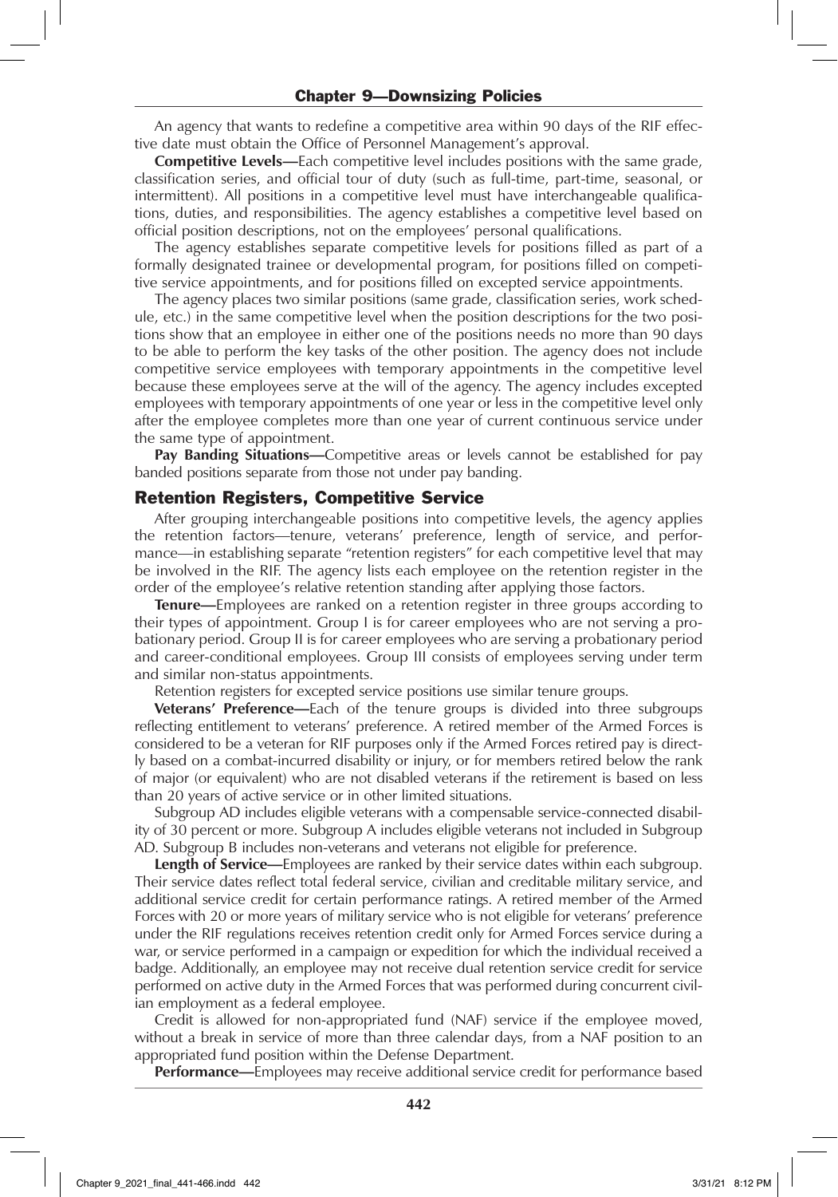An agency that wants to redefine a competitive area within 90 days of the RIF effective date must obtain the Office of Personnel Management's approval.

**Competitive Levels—**Each competitive level includes positions with the same grade, classification series, and official tour of duty (such as full-time, part-time, seasonal, or intermittent). All positions in a competitive level must have interchangeable qualifications, duties, and responsibilities. The agency establishes a competitive level based on official position descriptions, not on the employees' personal qualifications.

The agency establishes separate competitive levels for positions filled as part of a formally designated trainee or developmental program, for positions filled on competitive service appointments, and for positions filled on excepted service appointments.

The agency places two similar positions (same grade, classification series, work schedule, etc.) in the same competitive level when the position descriptions for the two positions show that an employee in either one of the positions needs no more than 90 days to be able to perform the key tasks of the other position. The agency does not include competitive service employees with temporary appointments in the competitive level because these employees serve at the will of the agency. The agency includes excepted employees with temporary appointments of one year or less in the competitive level only after the employee completes more than one year of current continuous service under the same type of appointment.

**Pay Banding Situations—**Competitive areas or levels cannot be established for pay banded positions separate from those not under pay banding.

## Retention Registers, Competitive Service

After grouping interchangeable positions into competitive levels, the agency applies the retention factors—tenure, veterans' preference, length of service, and performance—in establishing separate "retention registers" for each competitive level that may be involved in the RIF. The agency lists each employee on the retention register in the order of the employee's relative retention standing after applying those factors.

**Tenure—**Employees are ranked on a retention register in three groups according to their types of appointment. Group I is for career employees who are not serving a probationary period. Group II is for career employees who are serving a probationary period and career-conditional employees. Group III consists of employees serving under term and similar non-status appointments.

Retention registers for excepted service positions use similar tenure groups.

**Veterans' Preference—**Each of the tenure groups is divided into three subgroups reflecting entitlement to veterans' preference. A retired member of the Armed Forces is considered to be a veteran for RIF purposes only if the Armed Forces retired pay is directly based on a combat-incurred disability or injury, or for members retired below the rank of major (or equivalent) who are not disabled veterans if the retirement is based on less than 20 years of active service or in other limited situations.

Subgroup AD includes eligible veterans with a compensable service-connected disability of 30 percent or more. Subgroup A includes eligible veterans not included in Subgroup AD. Subgroup B includes non-veterans and veterans not eligible for preference.

**Length of Service—**Employees are ranked by their service dates within each subgroup. Their service dates reflect total federal service, civilian and creditable military service, and additional service credit for certain performance ratings. A retired member of the Armed Forces with 20 or more years of military service who is not eligible for veterans' preference under the RIF regulations receives retention credit only for Armed Forces service during a war, or service performed in a campaign or expedition for which the individual received a badge. Additionally, an employee may not receive dual retention service credit for service performed on active duty in the Armed Forces that was performed during concurrent civilian employment as a federal employee.

Credit is allowed for non-appropriated fund (NAF) service if the employee moved, without a break in service of more than three calendar days, from a NAF position to an appropriated fund position within the Defense Department.

**Performance—**Employees may receive additional service credit for performance based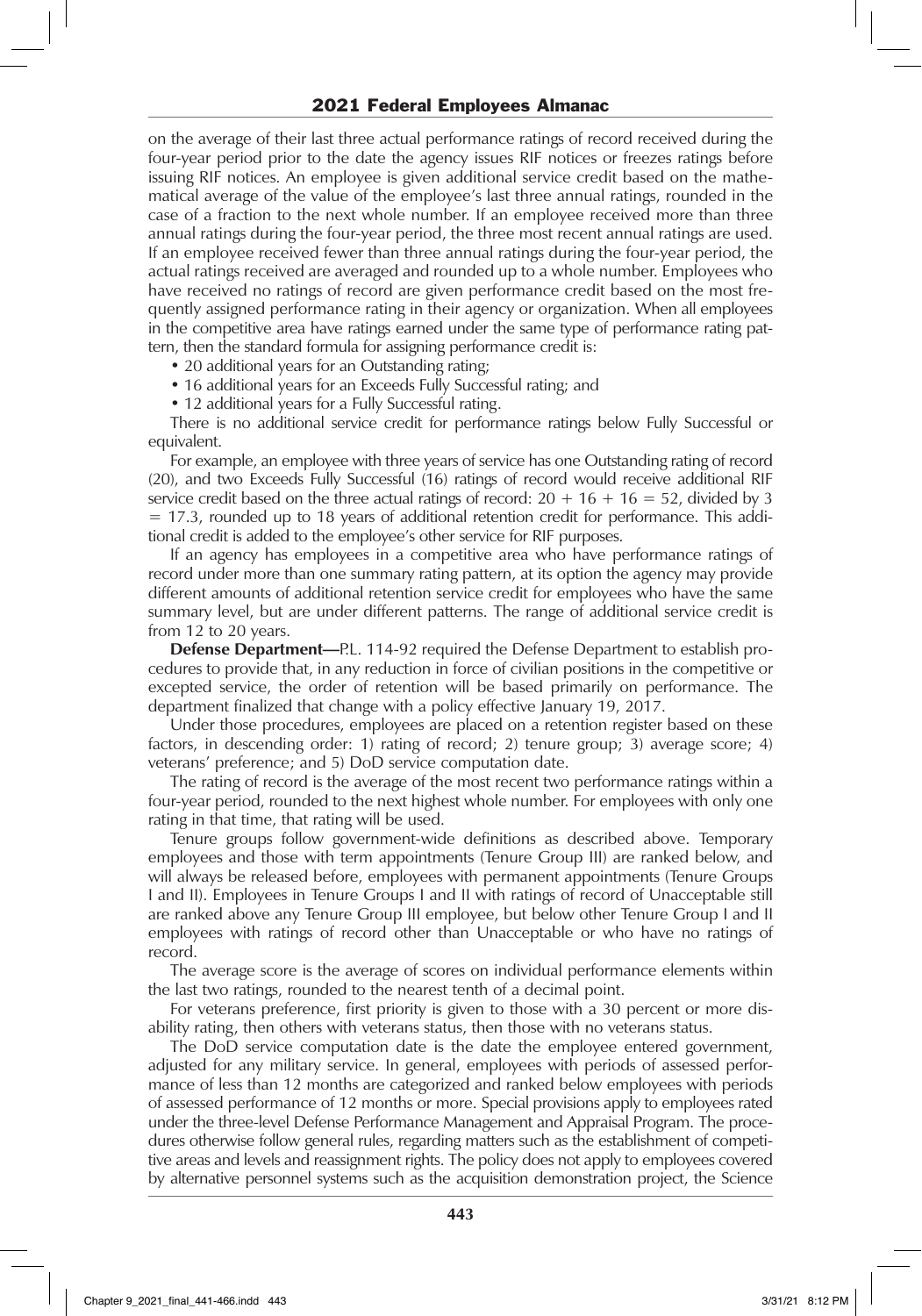on the average of their last three actual performance ratings of record received during the four-year period prior to the date the agency issues RIF notices or freezes ratings before issuing RIF notices. An employee is given additional service credit based on the mathematical average of the value of the employee's last three annual ratings, rounded in the case of a fraction to the next whole number. If an employee received more than three annual ratings during the four-year period, the three most recent annual ratings are used. If an employee received fewer than three annual ratings during the four-year period, the actual ratings received are averaged and rounded up to a whole number. Employees who have received no ratings of record are given performance credit based on the most frequently assigned performance rating in their agency or organization. When all employees in the competitive area have ratings earned under the same type of performance rating pattern, then the standard formula for assigning performance credit is:

- 20 additional years for an Outstanding rating;
- 16 additional years for an Exceeds Fully Successful rating; and
- 12 additional years for a Fully Successful rating.

There is no additional service credit for performance ratings below Fully Successful or equivalent.

For example, an employee with three years of service has one Outstanding rating of record (20), and two Exceeds Fully Successful (16) ratings of record would receive additional RIF service credit based on the three actual ratings of record: $20 + 16 + 16 = 52$, divided by $3 = 17.3$, rounded up to 18 years of additional retention credit for performance. This additional credit is added to the employee's other service for RIF purposes.

If an agency has employees in a competitive area who have performance ratings of record under more than one summary rating pattern, at its option the agency may provide different amounts of additional retention service credit for employees who have the same summary level, but are under different patterns. The range of additional service credit is from 12 to 20 years.

**Defense Department—**P.L. 114-92 required the Defense Department to establish procedures to provide that, in any reduction in force of civilian positions in the competitive or excepted service, the order of retention will be based primarily on performance. The department finalized that change with a policy effective January 19, 2017.

Under those procedures, employees are placed on a retention register based on these factors, in descending order: 1) rating of record; 2) tenure group; 3) average score; 4) veterans' preference; and 5) DoD service computation date.

The rating of record is the average of the most recent two performance ratings within a four-year period, rounded to the next highest whole number. For employees with only one rating in that time, that rating will be used.

Tenure groups follow government-wide definitions as described above. Temporary employees and those with term appointments (Tenure Group III) are ranked below, and will always be released before, employees with permanent appointments (Tenure Groups I and II). Employees in Tenure Groups I and II with ratings of record of Unacceptable still are ranked above any Tenure Group III employee, but below other Tenure Group I and II employees with ratings of record other than Unacceptable or who have no ratings of record.

The average score is the average of scores on individual performance elements within the last two ratings, rounded to the nearest tenth of a decimal point.

For veterans preference, first priority is given to those with a 30 percent or more disability rating, then others with veterans status, then those with no veterans status.

The DoD service computation date is the date the employee entered government, adjusted for any military service. In general, employees with periods of assessed performance of less than 12 months are categorized and ranked below employees with periods of assessed performance of 12 months or more. Special provisions apply to employees rated under the three-level Defense Performance Management and Appraisal Program. The procedures otherwise follow general rules, regarding matters such as the establishment of competitive areas and levels and reassignment rights. The policy does not apply to employees covered by alternative personnel systems such as the acquisition demonstration project, the Science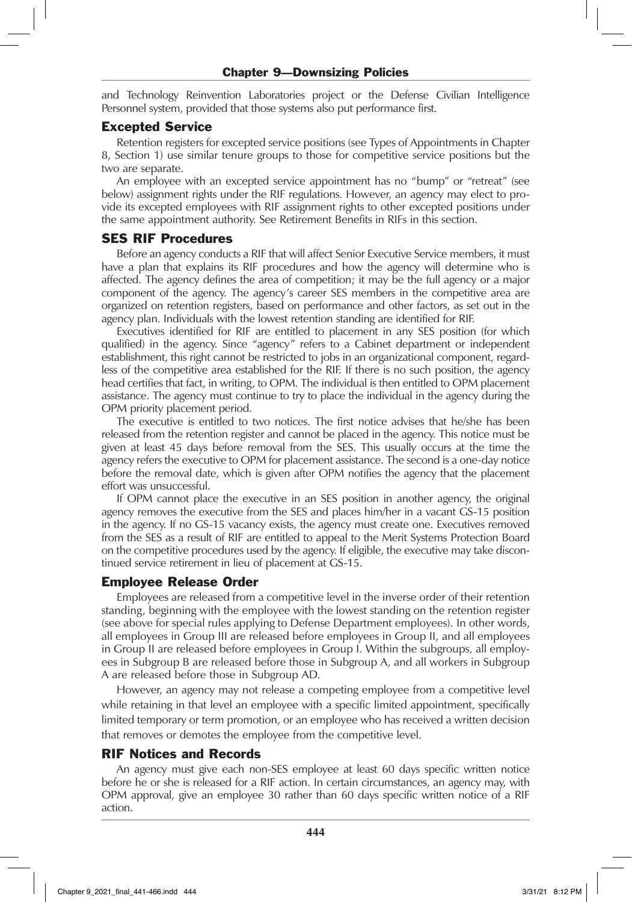and Technology Reinvention Laboratories project or the Defense Civilian Intelligence Personnel system, provided that those systems also put performance first.

## Excepted Service

Retention registers for excepted service positions (see Types of Appointments in Chapter 8, Section 1) use similar tenure groups to those for competitive service positions but the two are separate.

An employee with an excepted service appointment has no "bump" or "retreat" (see below) assignment rights under the RIF regulations. However, an agency may elect to provide its excepted employees with RIF assignment rights to other excepted positions under the same appointment authority. See Retirement Benefits in RIFs in this section.

## SES RIF Procedures

Before an agency conducts a RIF that will affect Senior Executive Service members, it must have a plan that explains its RIF procedures and how the agency will determine who is affected. The agency defines the area of competition; it may be the full agency or a major component of the agency. The agency's career SES members in the competitive area are organized on retention registers, based on performance and other factors, as set out in the agency plan. Individuals with the lowest retention standing are identified for RIF.

Executives identified for RIF are entitled to placement in any SES position (for which qualified) in the agency. Since "agency" refers to a Cabinet department or independent establishment, this right cannot be restricted to jobs in an organizational component, regardless of the competitive area established for the RIF. If there is no such position, the agency head certifies that fact, in writing, to OPM. The individual is then entitled to OPM placement assistance. The agency must continue to try to place the individual in the agency during the OPM priority placement period.

The executive is entitled to two notices. The first notice advises that he/she has been released from the retention register and cannot be placed in the agency. This notice must be given at least 45 days before removal from the SES. This usually occurs at the time the agency refers the executive to OPM for placement assistance. The second is a one-day notice before the removal date, which is given after OPM notifies the agency that the placement effort was unsuccessful.

If OPM cannot place the executive in an SES position in another agency, the original agency removes the executive from the SES and places him/her in a vacant GS-15 position in the agency. If no GS-15 vacancy exists, the agency must create one. Executives removed from the SES as a result of RIF are entitled to appeal to the Merit Systems Protection Board on the competitive procedures used by the agency. If eligible, the executive may take discontinued service retirement in lieu of placement at GS-15.

## Employee Release Order

Employees are released from a competitive level in the inverse order of their retention standing, beginning with the employee with the lowest standing on the retention register (see above for special rules applying to Defense Department employees). In other words, all employees in Group III are released before employees in Group II, and all employees in Group II are released before employees in Group I. Within the subgroups, all employees in Subgroup B are released before those in Subgroup A, and all workers in Subgroup A are released before those in Subgroup AD.

However, an agency may not release a competing employee from a competitive level while retaining in that level an employee with a specific limited appointment, specifically limited temporary or term promotion, or an employee who has received a written decision that removes or demotes the employee from the competitive level.

## RIF Notices and Records

An agency must give each non-SES employee at least 60 days specific written notice before he or she is released for a RIF action. In certain circumstances, an agency may, with OPM approval, give an employee 30 rather than 60 days specific written notice of a RIF action.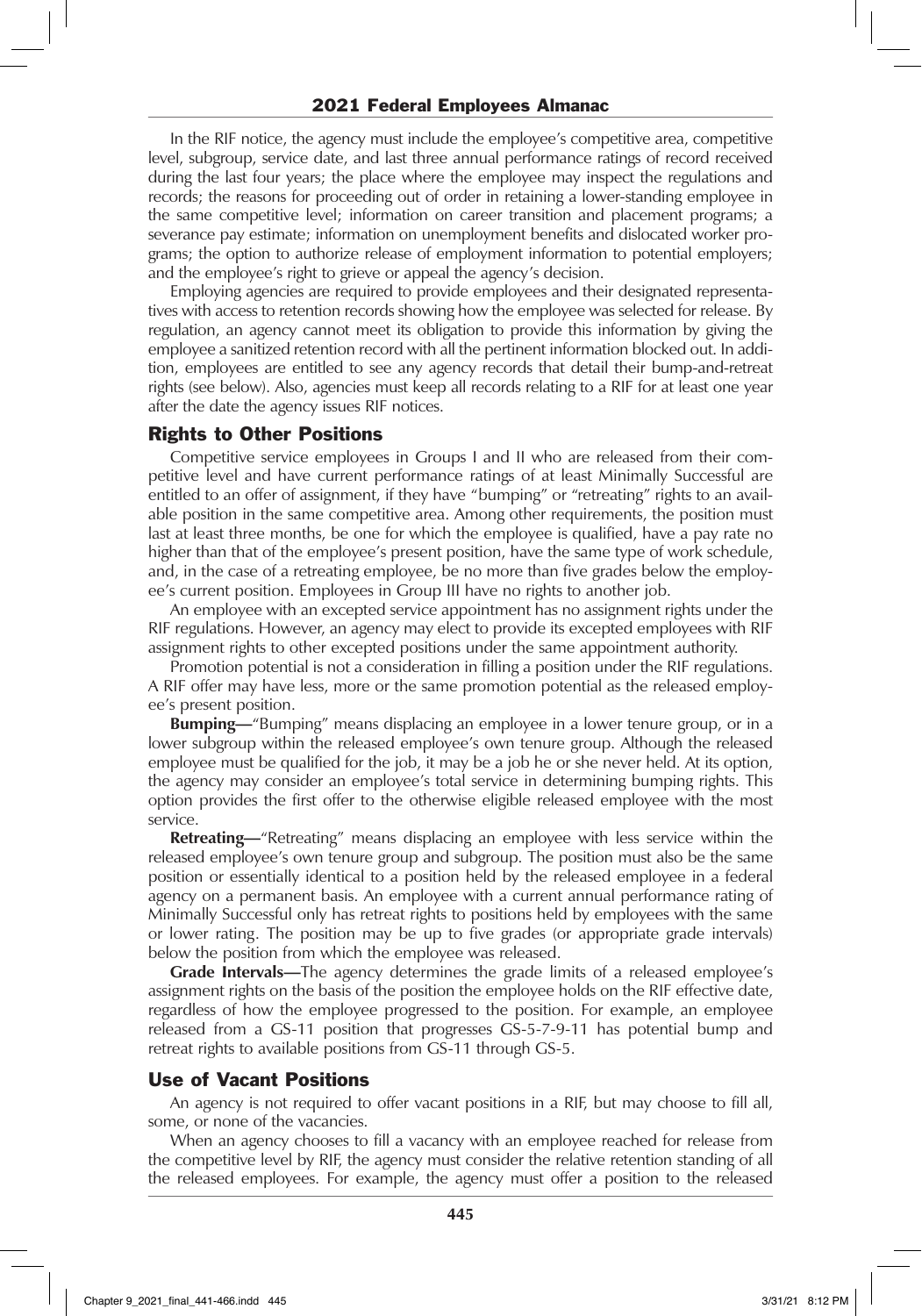In the RIF notice, the agency must include the employee's competitive area, competitive level, subgroup, service date, and last three annual performance ratings of record received during the last four years; the place where the employee may inspect the regulations and records; the reasons for proceeding out of order in retaining a lower-standing employee in the same competitive level; information on career transition and placement programs; a severance pay estimate; information on unemployment benefits and dislocated worker programs; the option to authorize release of employment information to potential employers; and the employee's right to grieve or appeal the agency's decision.

Employing agencies are required to provide employees and their designated representatives with access to retention records showing how the employee was selected for release. By regulation, an agency cannot meet its obligation to provide this information by giving the employee a sanitized retention record with all the pertinent information blocked out. In addition, employees are entitled to see any agency records that detail their bump-and-retreat rights (see below). Also, agencies must keep all records relating to a RIF for at least one year after the date the agency issues RIF notices.

## Rights to Other Positions

Competitive service employees in Groups I and II who are released from their competitive level and have current performance ratings of at least Minimally Successful are entitled to an offer of assignment, if they have "bumping" or "retreating" rights to an available position in the same competitive area. Among other requirements, the position must last at least three months, be one for which the employee is qualified, have a pay rate no higher than that of the employee's present position, have the same type of work schedule, and, in the case of a retreating employee, be no more than five grades below the employee's current position. Employees in Group III have no rights to another job.

An employee with an excepted service appointment has no assignment rights under the RIF regulations. However, an agency may elect to provide its excepted employees with RIF assignment rights to other excepted positions under the same appointment authority.

Promotion potential is not a consideration in filling a position under the RIF regulations. A RIF offer may have less, more or the same promotion potential as the released employee's present position.

**Bumping—**"Bumping" means displacing an employee in a lower tenure group, or in a lower subgroup within the released employee's own tenure group. Although the released employee must be qualified for the job, it may be a job he or she never held. At its option, the agency may consider an employee's total service in determining bumping rights. This option provides the first offer to the otherwise eligible released employee with the most service.

**Retreating—**"Retreating" means displacing an employee with less service within the released employee's own tenure group and subgroup. The position must also be the same position or essentially identical to a position held by the released employee in a federal agency on a permanent basis. An employee with a current annual performance rating of Minimally Successful only has retreat rights to positions held by employees with the same or lower rating. The position may be up to five grades (or appropriate grade intervals) below the position from which the employee was released.

**Grade Intervals—**The agency determines the grade limits of a released employee's assignment rights on the basis of the position the employee holds on the RIF effective date, regardless of how the employee progressed to the position. For example, an employee released from a GS-11 position that progresses GS-5-7-9-11 has potential bump and retreat rights to available positions from GS-11 through GS-5.

## Use of Vacant Positions

An agency is not required to offer vacant positions in a RIF, but may choose to fill all, some, or none of the vacancies.

When an agency chooses to fill a vacancy with an employee reached for release from the competitive level by RIF, the agency must consider the relative retention standing of all the released employees. For example, the agency must offer a position to the released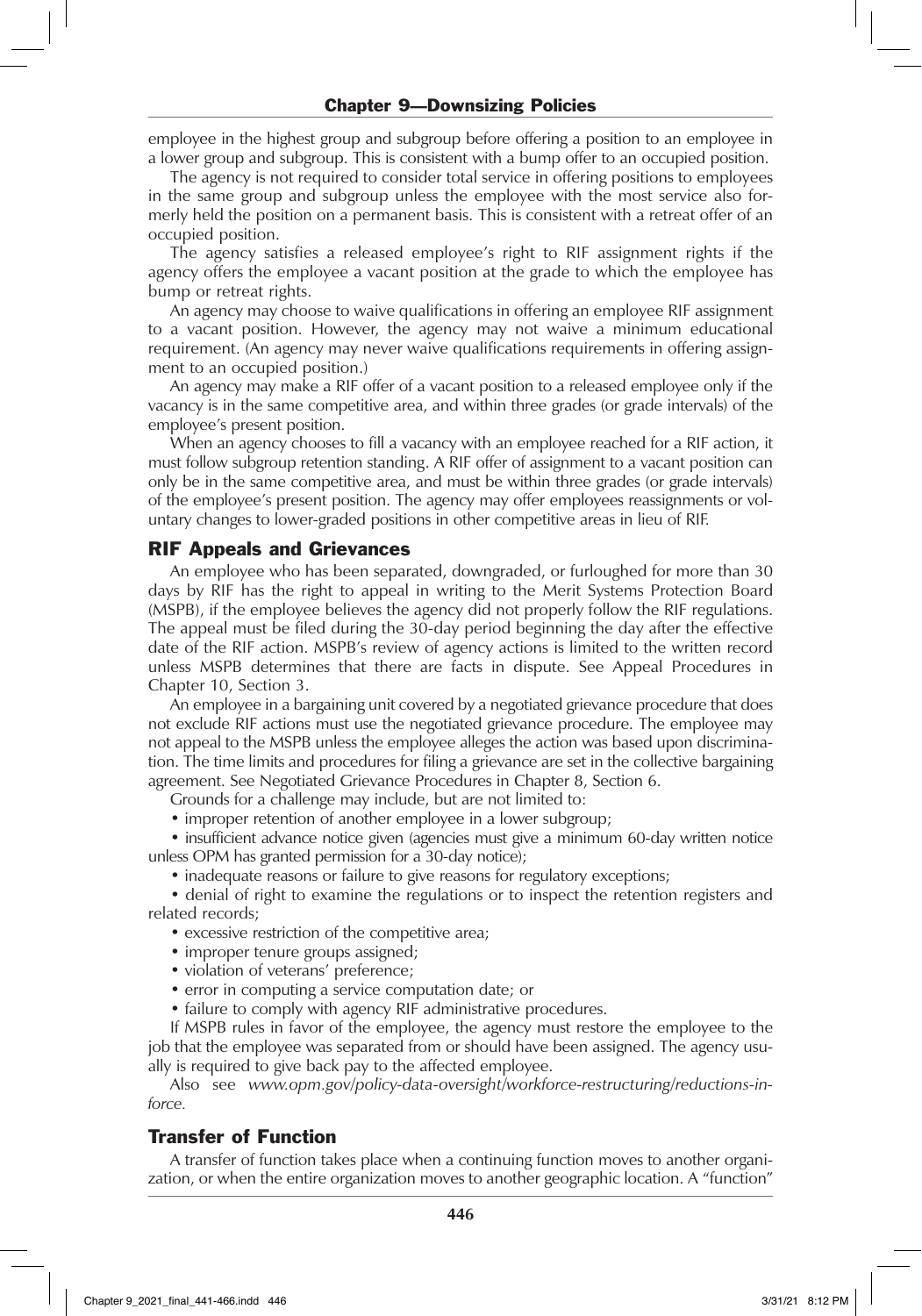employee in the highest group and subgroup before offering a position to an employee in a lower group and subgroup. This is consistent with a bump offer to an occupied position.

The agency is not required to consider total service in offering positions to employees in the same group and subgroup unless the employee with the most service also formerly held the position on a permanent basis. This is consistent with a retreat offer of an occupied position.

The agency satisfies a released employee's right to RIF assignment rights if the agency offers the employee a vacant position at the grade to which the employee has bump or retreat rights.

An agency may choose to waive qualifications in offering an employee RIF assignment to a vacant position. However, the agency may not waive a minimum educational requirement. (An agency may never waive qualifications requirements in offering assignment to an occupied position.)

An agency may make a RIF offer of a vacant position to a released employee only if the vacancy is in the same competitive area, and within three grades (or grade intervals) of the employee's present position.

When an agency chooses to fill a vacancy with an employee reached for a RIF action, it must follow subgroup retention standing. A RIF offer of assignment to a vacant position can only be in the same competitive area, and must be within three grades (or grade intervals) of the employee's present position. The agency may offer employees reassignments or voluntary changes to lower-graded positions in other competitive areas in lieu of RIF.

## RIF Appeals and Grievances

An employee who has been separated, downgraded, or furloughed for more than 30 days by RIF has the right to appeal in writing to the Merit Systems Protection Board (MSPB), if the employee believes the agency did not properly follow the RIF regulations. The appeal must be filed during the 30-day period beginning the day after the effective date of the RIF action. MSPB's review of agency actions is limited to the written record unless MSPB determines that there are facts in dispute. See Appeal Procedures in Chapter 10, Section 3.

An employee in a bargaining unit covered by a negotiated grievance procedure that does not exclude RIF actions must use the negotiated grievance procedure. The employee may not appeal to the MSPB unless the employee alleges the action was based upon discrimination. The time limits and procedures for filing a grievance are set in the collective bargaining agreement. See Negotiated Grievance Procedures in Chapter 8, Section 6.

Grounds for a challenge may include, but are not limited to:

- improper retention of another employee in a lower subgroup;
- insufficient advance notice given (agencies must give a minimum 60-day written notice unless OPM has granted permission for a 30-day notice);
- inadequate reasons or failure to give reasons for regulatory exceptions;
- denial of right to examine the regulations or to inspect the retention registers and related records;
- excessive restriction of the competitive area;
- improper tenure groups assigned;
- violation of veterans' preference;
- error in computing a service computation date; or
- failure to comply with agency RIF administrative procedures.

If MSPB rules in favor of the employee, the agency must restore the employee to the job that the employee was separated from or should have been assigned. The agency usually is required to give back pay to the affected employee.

Also see *www.opm.gov/policy-data-oversight/workforce-restructuring/reductions-in-force.*

## Transfer of Function

A transfer of function takes place when a continuing function moves to another organization, or when the entire organization moves to another geographic location. A "function"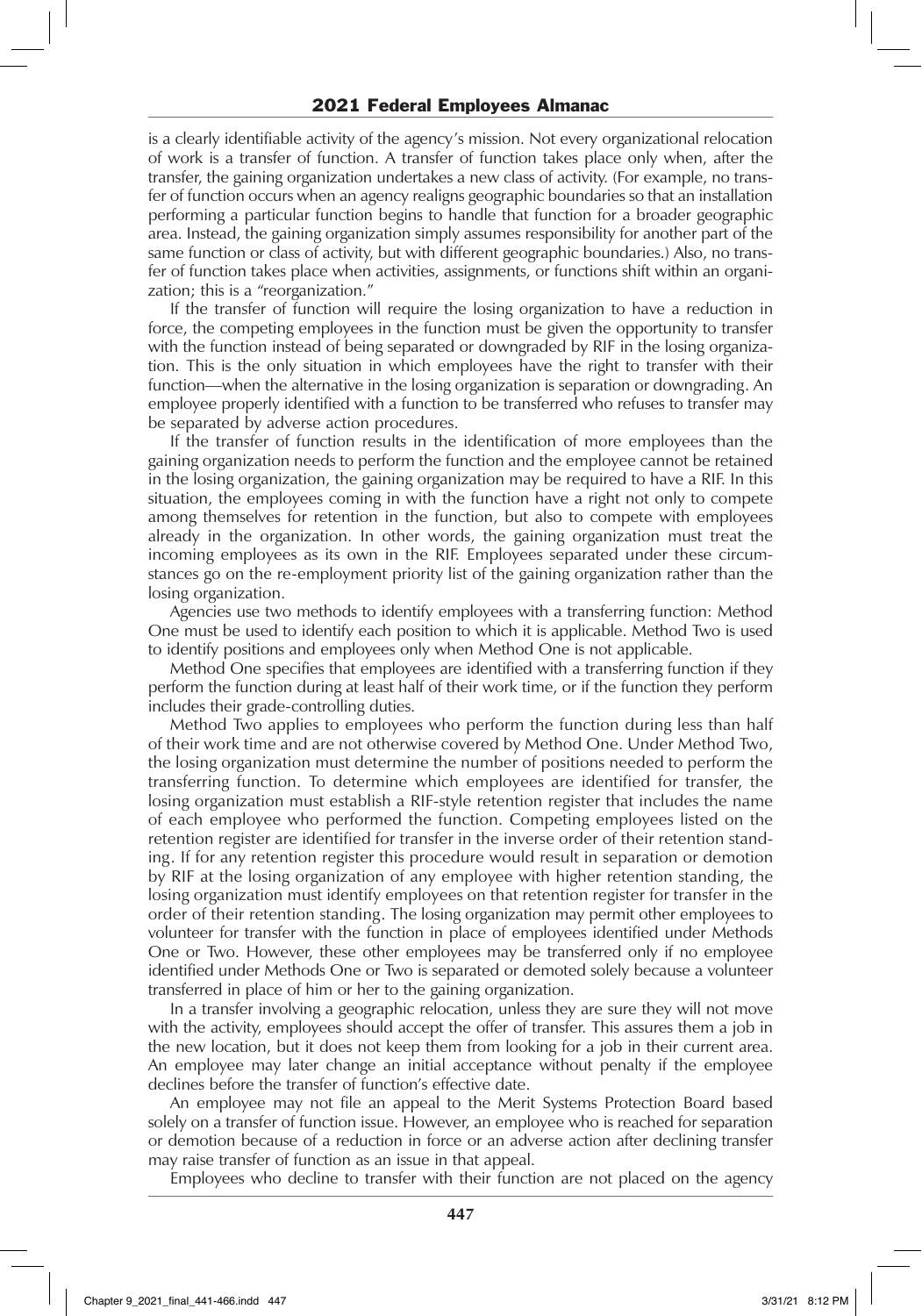is a clearly identifiable activity of the agency's mission. Not every organizational relocation of work is a transfer of function. A transfer of function takes place only when, after the transfer, the gaining organization undertakes a new class of activity. (For example, no transfer of function occurs when an agency realigns geographic boundaries so that an installation performing a particular function begins to handle that function for a broader geographic area. Instead, the gaining organization simply assumes responsibility for another part of the same function or class of activity, but with different geographic boundaries.) Also, no transfer of function takes place when activities, assignments, or functions shift within an organization; this is a "reorganization."

If the transfer of function will require the losing organization to have a reduction in force, the competing employees in the function must be given the opportunity to transfer with the function instead of being separated or downgraded by RIF in the losing organization. This is the only situation in which employees have the right to transfer with their function—when the alternative in the losing organization is separation or downgrading. An employee properly identified with a function to be transferred who refuses to transfer may be separated by adverse action procedures.

If the transfer of function results in the identification of more employees than the gaining organization needs to perform the function and the employee cannot be retained in the losing organization, the gaining organization may be required to have a RIF. In this situation, the employees coming in with the function have a right not only to compete among themselves for retention in the function, but also to compete with employees already in the organization. In other words, the gaining organization must treat the incoming employees as its own in the RIF. Employees separated under these circumstances go on the re-employment priority list of the gaining organization rather than the losing organization.

Agencies use two methods to identify employees with a transferring function: Method One must be used to identify each position to which it is applicable. Method Two is used to identify positions and employees only when Method One is not applicable.

Method One specifies that employees are identified with a transferring function if they perform the function during at least half of their work time, or if the function they perform includes their grade-controlling duties.

Method Two applies to employees who perform the function during less than half of their work time and are not otherwise covered by Method One. Under Method Two, the losing organization must determine the number of positions needed to perform the transferring function. To determine which employees are identified for transfer, the losing organization must establish a RIF-style retention register that includes the name of each employee who performed the function. Competing employees listed on the retention register are identified for transfer in the inverse order of their retention standing. If for any retention register this procedure would result in separation or demotion by RIF at the losing organization of any employee with higher retention standing, the losing organization must identify employees on that retention register for transfer in the order of their retention standing. The losing organization may permit other employees to volunteer for transfer with the function in place of employees identified under Methods One or Two. However, these other employees may be transferred only if no employee identified under Methods One or Two is separated or demoted solely because a volunteer transferred in place of him or her to the gaining organization.

In a transfer involving a geographic relocation, unless they are sure they will not move with the activity, employees should accept the offer of transfer. This assures them a job in the new location, but it does not keep them from looking for a job in their current area. An employee may later change an initial acceptance without penalty if the employee declines before the transfer of function's effective date.

An employee may not file an appeal to the Merit Systems Protection Board based solely on a transfer of function issue. However, an employee who is reached for separation or demotion because of a reduction in force or an adverse action after declining transfer may raise transfer of function as an issue in that appeal.

Employees who decline to transfer with their function are not placed on the agency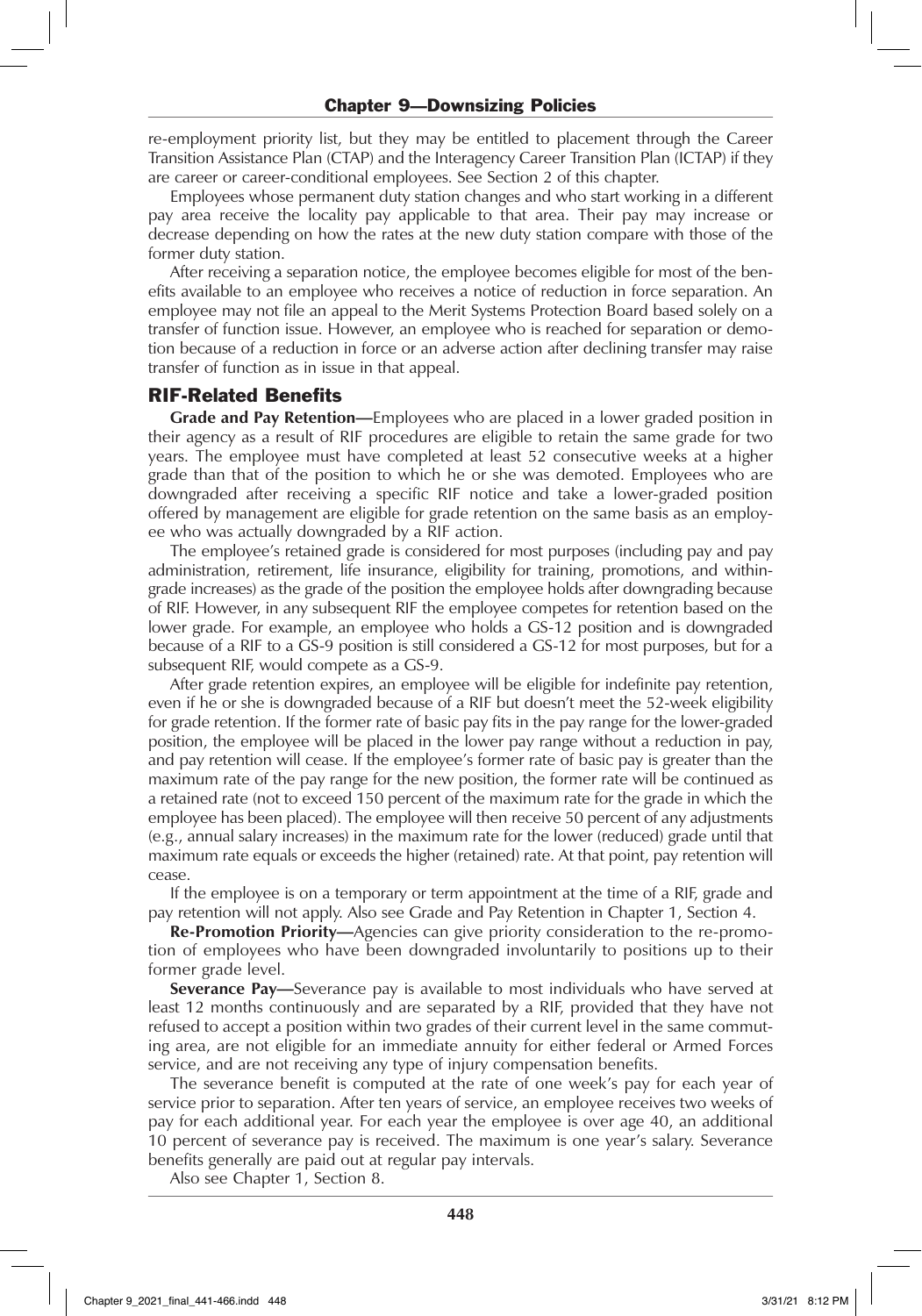re-employment priority list, but they may be entitled to placement through the Career Transition Assistance Plan (CTAP) and the Interagency Career Transition Plan (ICTAP) if they are career or career-conditional employees. See Section 2 of this chapter.

Employees whose permanent duty station changes and who start working in a different pay area receive the locality pay applicable to that area. Their pay may increase or decrease depending on how the rates at the new duty station compare with those of the former duty station.

After receiving a separation notice, the employee becomes eligible for most of the benefits available to an employee who receives a notice of reduction in force separation. An employee may not file an appeal to the Merit Systems Protection Board based solely on a transfer of function issue. However, an employee who is reached for separation or demotion because of a reduction in force or an adverse action after declining transfer may raise transfer of function as in issue in that appeal.

## RIF-Related Benefits

**Grade and Pay Retention—**Employees who are placed in a lower graded position in their agency as a result of RIF procedures are eligible to retain the same grade for two years. The employee must have completed at least 52 consecutive weeks at a higher grade than that of the position to which he or she was demoted. Employees who are downgraded after receiving a specific RIF notice and take a lower-graded position offered by management are eligible for grade retention on the same basis as an employee who was actually downgraded by a RIF action.

The employee's retained grade is considered for most purposes (including pay and pay administration, retirement, life insurance, eligibility for training, promotions, and within-grade increases) as the grade of the position the employee holds after downgrading because of RIF. However, in any subsequent RIF the employee competes for retention based on the lower grade. For example, an employee who holds a GS-12 position and is downgraded because of a RIF to a GS-9 position is still considered a GS-12 for most purposes, but for a subsequent RIF, would compete as a GS-9.

After grade retention expires, an employee will be eligible for indefinite pay retention, even if he or she is downgraded because of a RIF but doesn't meet the 52-week eligibility for grade retention. If the former rate of basic pay fits in the pay range for the lower-graded position, the employee will be placed in the lower pay range without a reduction in pay, and pay retention will cease. If the employee's former rate of basic pay is greater than the maximum rate of the pay range for the new position, the former rate will be continued as a retained rate (not to exceed 150 percent of the maximum rate for the grade in which the employee has been placed). The employee will then receive 50 percent of any adjustments (e.g., annual salary increases) in the maximum rate for the lower (reduced) grade until that maximum rate equals or exceeds the higher (retained) rate. At that point, pay retention will cease.

If the employee is on a temporary or term appointment at the time of a RIF, grade and pay retention will not apply. Also see Grade and Pay Retention in Chapter 1, Section 4.

**Re-Promotion Priority—**Agencies can give priority consideration to the re-promotion of employees who have been downgraded involuntarily to positions up to their former grade level.

**Severance Pay—**Severance pay is available to most individuals who have served at least 12 months continuously and are separated by a RIF, provided that they have not refused to accept a position within two grades of their current level in the same commuting area, are not eligible for an immediate annuity for either federal or Armed Forces service, and are not receiving any type of injury compensation benefits.

The severance benefit is computed at the rate of one week's pay for each year of service prior to separation. After ten years of service, an employee receives two weeks of pay for each additional year. For each year the employee is over age 40, an additional 10 percent of severance pay is received. The maximum is one year's salary. Severance benefits generally are paid out at regular pay intervals.

Also see Chapter 1, Section 8.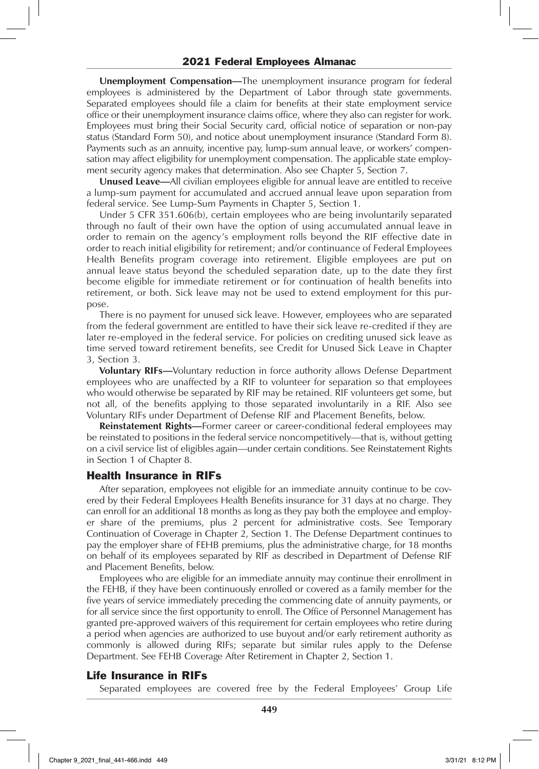**Unemployment Compensation—**The unemployment insurance program for federal employees is administered by the Department of Labor through state governments. Separated employees should file a claim for benefits at their state employment service office or their unemployment insurance claims office, where they also can register for work. Employees must bring their Social Security card, official notice of separation or non-pay status (Standard Form 50), and notice about unemployment insurance (Standard Form 8). Payments such as an annuity, incentive pay, lump-sum annual leave, or workers' compensation may affect eligibility for unemployment compensation. The applicable state employment security agency makes that determination. Also see Chapter 5, Section 7.

**Unused Leave—**All civilian employees eligible for annual leave are entitled to receive a lump-sum payment for accumulated and accrued annual leave upon separation from federal service. See Lump-Sum Payments in Chapter 5, Section 1.

Under 5 CFR 351.606(b), certain employees who are being involuntarily separated through no fault of their own have the option of using accumulated annual leave in order to remain on the agency's employment rolls beyond the RIF effective date in order to reach initial eligibility for retirement; and/or continuance of Federal Employees Health Benefits program coverage into retirement. Eligible employees are put on annual leave status beyond the scheduled separation date, up to the date they first become eligible for immediate retirement or for continuation of health benefits into retirement, or both. Sick leave may not be used to extend employment for this purpose.

There is no payment for unused sick leave. However, employees who are separated from the federal government are entitled to have their sick leave re-credited if they are later re-employed in the federal service. For policies on crediting unused sick leave as time served toward retirement benefits, see Credit for Unused Sick Leave in Chapter 3, Section 3.

**Voluntary RIFs—**Voluntary reduction in force authority allows Defense Department employees who are unaffected by a RIF to volunteer for separation so that employees who would otherwise be separated by RIF may be retained. RIF volunteers get some, but not all, of the benefits applying to those separated involuntarily in a RIF. Also see Voluntary RIFs under Department of Defense RIF and Placement Benefits, below.

**Reinstatement Rights—**Former career or career-conditional federal employees may be reinstated to positions in the federal service noncompetitively—that is, without getting on a civil service list of eligibles again—under certain conditions. See Reinstatement Rights in Section 1 of Chapter 8.

## Health Insurance in RIFs

After separation, employees not eligible for an immediate annuity continue to be covered by their Federal Employees Health Benefits insurance for 31 days at no charge. They can enroll for an additional 18 months as long as they pay both the employee and employer share of the premiums, plus 2 percent for administrative costs. See Temporary Continuation of Coverage in Chapter 2, Section 1. The Defense Department continues to pay the employer share of FEHB premiums, plus the administrative charge, for 18 months on behalf of its employees separated by RIF as described in Department of Defense RIF and Placement Benefits, below.

Employees who are eligible for an immediate annuity may continue their enrollment in the FEHB, if they have been continuously enrolled or covered as a family member for the five years of service immediately preceding the commencing date of annuity payments, or for all service since the first opportunity to enroll. The Office of Personnel Management has granted pre-approved waivers of this requirement for certain employees who retire during a period when agencies are authorized to use buyout and/or early retirement authority as commonly is allowed during RIFs; separate but similar rules apply to the Defense Department. See FEHB Coverage After Retirement in Chapter 2, Section 1.

## Life Insurance in RIFs

Separated employees are covered free by the Federal Employees' Group Life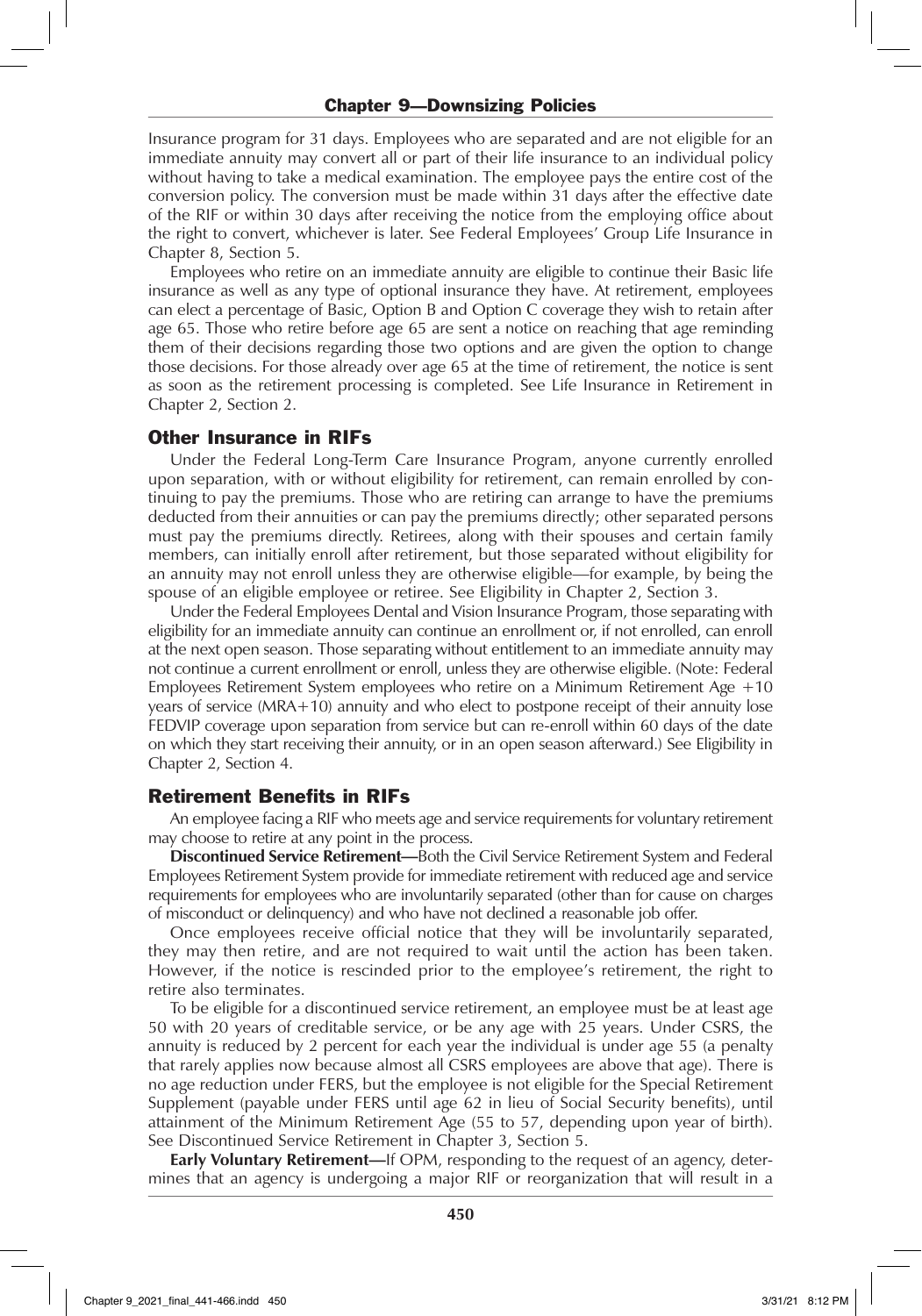Insurance program for 31 days. Employees who are separated and are not eligible for an immediate annuity may convert all or part of their life insurance to an individual policy without having to take a medical examination. The employee pays the entire cost of the conversion policy. The conversion must be made within 31 days after the effective date of the RIF or within 30 days after receiving the notice from the employing office about the right to convert, whichever is later. See Federal Employees' Group Life Insurance in Chapter 8, Section 5.

Employees who retire on an immediate annuity are eligible to continue their Basic life insurance as well as any type of optional insurance they have. At retirement, employees can elect a percentage of Basic, Option B and Option C coverage they wish to retain after age 65. Those who retire before age 65 are sent a notice on reaching that age reminding them of their decisions regarding those two options and are given the option to change those decisions. For those already over age 65 at the time of retirement, the notice is sent as soon as the retirement processing is completed. See Life Insurance in Retirement in Chapter 2, Section 2.

## Other Insurance in RIFs

Under the Federal Long-Term Care Insurance Program, anyone currently enrolled upon separation, with or without eligibility for retirement, can remain enrolled by continuing to pay the premiums. Those who are retiring can arrange to have the premiums deducted from their annuities or can pay the premiums directly; other separated persons must pay the premiums directly. Retirees, along with their spouses and certain family members, can initially enroll after retirement, but those separated without eligibility for an annuity may not enroll unless they are otherwise eligible—for example, by being the spouse of an eligible employee or retiree. See Eligibility in Chapter 2, Section 3.

Under the Federal Employees Dental and Vision Insurance Program, those separating with eligibility for an immediate annuity can continue an enrollment or, if not enrolled, can enroll at the next open season. Those separating without entitlement to an immediate annuity may not continue a current enrollment or enroll, unless they are otherwise eligible. (Note: Federal Employees Retirement System employees who retire on a Minimum Retirement Age +10 years of service (MRA+10) annuity and who elect to postpone receipt of their annuity lose FEDVIP coverage upon separation from service but can re-enroll within 60 days of the date on which they start receiving their annuity, or in an open season afterward.) See Eligibility in Chapter 2, Section 4.

## Retirement Benefits in RIFs

An employee facing a RIF who meets age and service requirements for voluntary retirement may choose to retire at any point in the process.

**Discontinued Service Retirement—**Both the Civil Service Retirement System and Federal Employees Retirement System provide for immediate retirement with reduced age and service requirements for employees who are involuntarily separated (other than for cause on charges of misconduct or delinquency) and who have not declined a reasonable job offer.

Once employees receive official notice that they will be involuntarily separated, they may then retire, and are not required to wait until the action has been taken. However, if the notice is rescinded prior to the employee's retirement, the right to retire also terminates.

To be eligible for a discontinued service retirement, an employee must be at least age 50 with 20 years of creditable service, or be any age with 25 years. Under CSRS, the annuity is reduced by 2 percent for each year the individual is under age 55 (a penalty that rarely applies now because almost all CSRS employees are above that age). There is no age reduction under FERS, but the employee is not eligible for the Special Retirement Supplement (payable under FERS until age 62 in lieu of Social Security benefits), until attainment of the Minimum Retirement Age (55 to 57, depending upon year of birth). See Discontinued Service Retirement in Chapter 3, Section 5.

**Early Voluntary Retirement—**If OPM, responding to the request of an agency, determines that an agency is undergoing a major RIF or reorganization that will result in a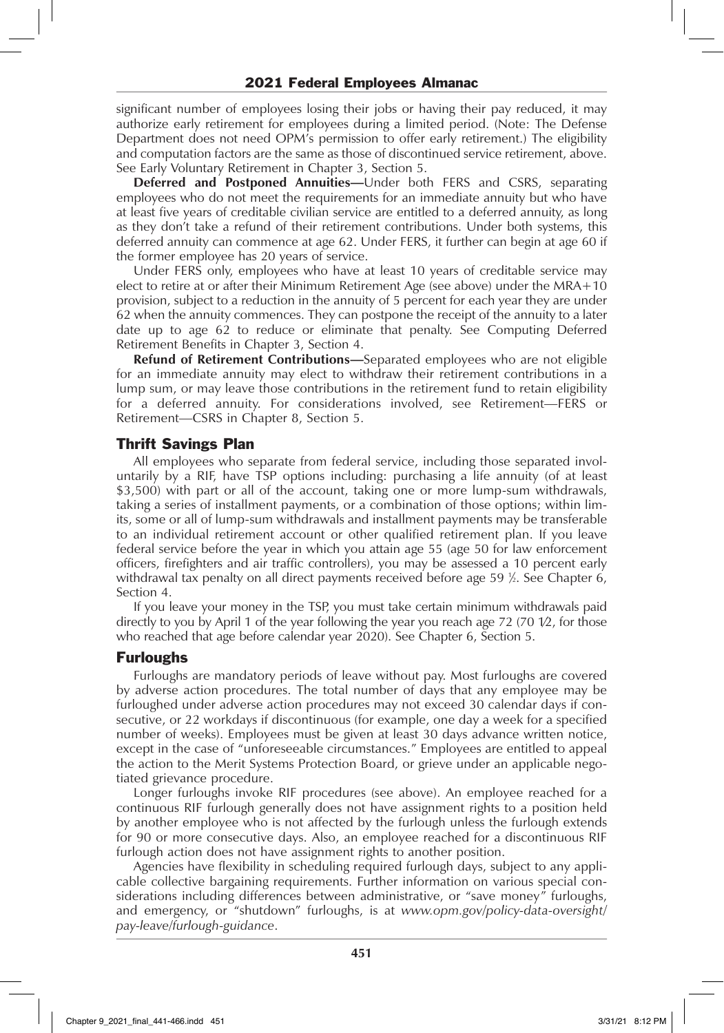significant number of employees losing their jobs or having their pay reduced, it may authorize early retirement for employees during a limited period. (Note: The Defense Department does not need OPM's permission to offer early retirement.) The eligibility and computation factors are the same as those of discontinued service retirement, above. See Early Voluntary Retirement in Chapter 3, Section 5.

**Deferred and Postponed Annuities—**Under both FERS and CSRS, separating employees who do not meet the requirements for an immediate annuity but who have at least five years of creditable civilian service are entitled to a deferred annuity, as long as they don't take a refund of their retirement contributions. Under both systems, this deferred annuity can commence at age 62. Under FERS, it further can begin at age 60 if the former employee has 20 years of service.

Under FERS only, employees who have at least 10 years of creditable service may elect to retire at or after their Minimum Retirement Age (see above) under the MRA+10 provision, subject to a reduction in the annuity of 5 percent for each year they are under 62 when the annuity commences. They can postpone the receipt of the annuity to a later date up to age 62 to reduce or eliminate that penalty. See Computing Deferred Retirement Benefits in Chapter 3, Section 4.

**Refund of Retirement Contributions—**Separated employees who are not eligible for an immediate annuity may elect to withdraw their retirement contributions in a lump sum, or may leave those contributions in the retirement fund to retain eligibility for a deferred annuity. For considerations involved, see Retirement—FERS or Retirement—CSRS in Chapter 8, Section 5.

## Thrift Savings Plan

All employees who separate from federal service, including those separated involuntarily by a RIF, have TSP options including: purchasing a life annuity (of at least $3,500) with part or all of the account, taking one or more lump-sum withdrawals, taking a series of installment payments, or a combination of those options; within limits, some or all of lump-sum withdrawals and installment payments may be transferable to an individual retirement account or other qualified retirement plan. If you leave federal service before the year in which you attain age 55 (age 50 for law enforcement officers, firefighters and air traffic controllers), you may be assessed a 10 percent early withdrawal tax penalty on all direct payments received before age 59 ½. See Chapter 6, Section 4.

If you leave your money in the TSP, you must take certain minimum withdrawals paid directly to you by April 1 of the year following the year you reach age 72 (70 1⁄2, for those who reached that age before calendar year 2020). See Chapter 6, Section 5.

## Furloughs

Furloughs are mandatory periods of leave without pay. Most furloughs are covered by adverse action procedures. The total number of days that any employee may be furloughed under adverse action procedures may not exceed 30 calendar days if consecutive, or 22 workdays if discontinuous (for example, one day a week for a specified number of weeks). Employees must be given at least 30 days advance written notice, except in the case of "unforeseeable circumstances." Employees are entitled to appeal the action to the Merit Systems Protection Board, or grieve under an applicable negotiated grievance procedure.

Longer furloughs invoke RIF procedures (see above). An employee reached for a continuous RIF furlough generally does not have assignment rights to a position held by another employee who is not affected by the furlough unless the furlough extends for 90 or more consecutive days. Also, an employee reached for a discontinuous RIF furlough action does not have assignment rights to another position.

Agencies have flexibility in scheduling required furlough days, subject to any applicable collective bargaining requirements. Further information on various special considerations including differences between administrative, or "save money" furloughs, and emergency, or "shutdown" furloughs, is at *www.opm.gov/policy-data-oversight/pay-leave/furlough-guidance*.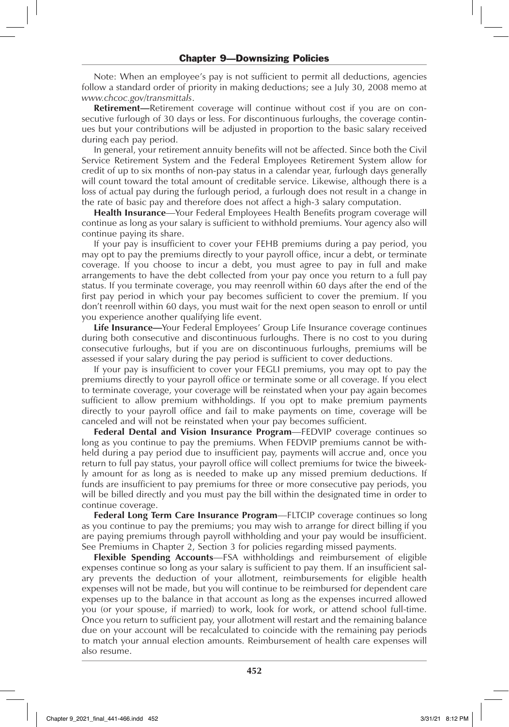Note: When an employee's pay is not sufficient to permit all deductions, agencies follow a standard order of priority in making deductions; see a July 30, 2008 memo at *www.chcoc.gov/transmittals*.

**Retirement—**Retirement coverage will continue without cost if you are on consecutive furlough of 30 days or less. For discontinuous furloughs, the coverage continues but your contributions will be adjusted in proportion to the basic salary received during each pay period.

In general, your retirement annuity benefits will not be affected. Since both the Civil Service Retirement System and the Federal Employees Retirement System allow for credit of up to six months of non-pay status in a calendar year, furlough days generally will count toward the total amount of creditable service. Likewise, although there is a loss of actual pay during the furlough period, a furlough does not result in a change in the rate of basic pay and therefore does not affect a high-3 salary computation.

**Health Insurance**—Your Federal Employees Health Benefits program coverage will continue as long as your salary is sufficient to withhold premiums. Your agency also will continue paying its share.

If your pay is insufficient to cover your FEHB premiums during a pay period, you may opt to pay the premiums directly to your payroll office, incur a debt, or terminate coverage. If you choose to incur a debt, you must agree to pay in full and make arrangements to have the debt collected from your pay once you return to a full pay status. If you terminate coverage, you may reenroll within 60 days after the end of the first pay period in which your pay becomes sufficient to cover the premium. If you don't reenroll within 60 days, you must wait for the next open season to enroll or until you experience another qualifying life event.

**Life Insurance—**Your Federal Employees' Group Life Insurance coverage continues during both consecutive and discontinuous furloughs. There is no cost to you during consecutive furloughs, but if you are on discontinuous furloughs, premiums will be assessed if your salary during the pay period is sufficient to cover deductions.

If your pay is insufficient to cover your FEGLI premiums, you may opt to pay the premiums directly to your payroll office or terminate some or all coverage. If you elect to terminate coverage, your coverage will be reinstated when your pay again becomes sufficient to allow premium withholdings. If you opt to make premium payments directly to your payroll office and fail to make payments on time, coverage will be canceled and will not be reinstated when your pay becomes sufficient.

**Federal Dental and Vision Insurance Program**—FEDVIP coverage continues so long as you continue to pay the premiums. When FEDVIP premiums cannot be withheld during a pay period due to insufficient pay, payments will accrue and, once you return to full pay status, your payroll office will collect premiums for twice the biweekly amount for as long as is needed to make up any missed premium deductions. If funds are insufficient to pay premiums for three or more consecutive pay periods, you will be billed directly and you must pay the bill within the designated time in order to continue coverage.

**Federal Long Term Care Insurance Program**—FLTCIP coverage continues so long as you continue to pay the premiums; you may wish to arrange for direct billing if you are paying premiums through payroll withholding and your pay would be insufficient. See Premiums in Chapter 2, Section 3 for policies regarding missed payments.

**Flexible Spending Accounts**—FSA withholdings and reimbursement of eligible expenses continue so long as your salary is sufficient to pay them. If an insufficient salary prevents the deduction of your allotment, reimbursements for eligible health expenses will not be made, but you will continue to be reimbursed for dependent care expenses up to the balance in that account as long as the expenses incurred allowed you (or your spouse, if married) to work, look for work, or attend school full-time. Once you return to sufficient pay, your allotment will restart and the remaining balance due on your account will be recalculated to coincide with the remaining pay periods to match your annual election amounts. Reimbursement of health care expenses will also resume.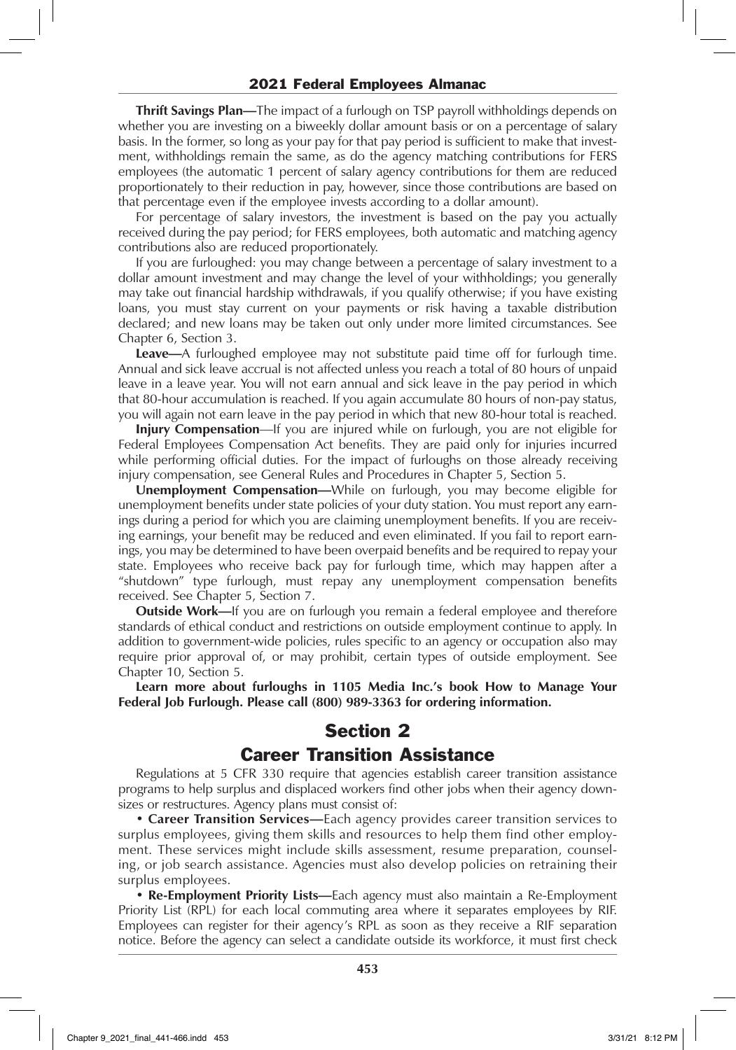**Thrift Savings Plan—**The impact of a furlough on TSP payroll withholdings depends on whether you are investing on a biweekly dollar amount basis or on a percentage of salary basis. In the former, so long as your pay for that pay period is sufficient to make that investment, withholdings remain the same, as do the agency matching contributions for FERS employees (the automatic 1 percent of salary agency contributions for them are reduced proportionately to their reduction in pay, however, since those contributions are based on that percentage even if the employee invests according to a dollar amount).

For percentage of salary investors, the investment is based on the pay you actually received during the pay period; for FERS employees, both automatic and matching agency contributions also are reduced proportionately.

If you are furloughed: you may change between a percentage of salary investment to a dollar amount investment and may change the level of your withholdings; you generally may take out financial hardship withdrawals, if you qualify otherwise; if you have existing loans, you must stay current on your payments or risk having a taxable distribution declared; and new loans may be taken out only under more limited circumstances. See Chapter 6, Section 3.

**Leave—**A furloughed employee may not substitute paid time off for furlough time. Annual and sick leave accrual is not affected unless you reach a total of 80 hours of unpaid leave in a leave year. You will not earn annual and sick leave in the pay period in which that 80-hour accumulation is reached. If you again accumulate 80 hours of non-pay status, you will again not earn leave in the pay period in which that new 80-hour total is reached.

**Injury Compensation**—If you are injured while on furlough, you are not eligible for Federal Employees Compensation Act benefits. They are paid only for injuries incurred while performing official duties. For the impact of furloughs on those already receiving injury compensation, see General Rules and Procedures in Chapter 5, Section 5.

**Unemployment Compensation—**While on furlough, you may become eligible for unemployment benefits under state policies of your duty station. You must report any earnings during a period for which you are claiming unemployment benefits. If you are receiving earnings, your benefit may be reduced and even eliminated. If you fail to report earnings, you may be determined to have been overpaid benefits and be required to repay your state. Employees who receive back pay for furlough time, which may happen after a "shutdown" type furlough, must repay any unemployment compensation benefits received. See Chapter 5, Section 7.

**Outside Work—**If you are on furlough you remain a federal employee and therefore standards of ethical conduct and restrictions on outside employment continue to apply. In addition to government-wide policies, rules specific to an agency or occupation also may require prior approval of, or may prohibit, certain types of outside employment. See Chapter 10, Section 5.

**Learn more about furloughs in 1105 Media Inc.'s book How to Manage Your Federal Job Furlough. Please call (800) 989-3363 for ordering information.**

## Section 2

## Career Transition Assistance

Regulations at 5 CFR 330 require that agencies establish career transition assistance programs to help surplus and displaced workers find other jobs when their agency downsizes or restructures. Agency plans must consist of:

- **Career Transition Services—**Each agency provides career transition services to surplus employees, giving them skills and resources to help them find other employment. These services might include skills assessment, resume preparation, counseling, or job search assistance. Agencies must also develop policies on retraining their surplus employees.
- **Re-Employment Priority Lists—**Each agency must also maintain a Re-Employment Priority List (RPL) for each local commuting area where it separates employees by RIF. Employees can register for their agency's RPL as soon as they receive a RIF separation notice. Before the agency can select a candidate outside its workforce, it must first check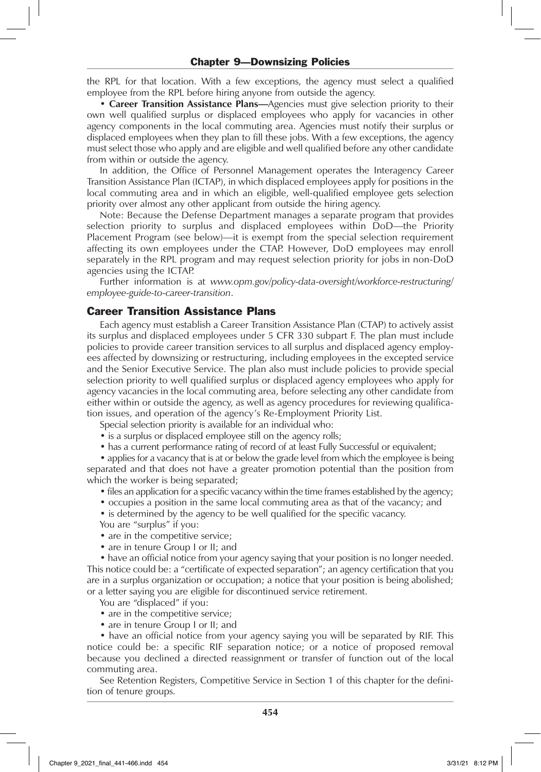the RPL for that location. With a few exceptions, the agency must select a qualified employee from the RPL before hiring anyone from outside the agency.

• **Career Transition Assistance Plans—**Agencies must give selection priority to their own well qualified surplus or displaced employees who apply for vacancies in other agency components in the local commuting area. Agencies must notify their surplus or displaced employees when they plan to fill these jobs. With a few exceptions, the agency must select those who apply and are eligible and well qualified before any other candidate from within or outside the agency.

In addition, the Office of Personnel Management operates the Interagency Career Transition Assistance Plan (ICTAP), in which displaced employees apply for positions in the local commuting area and in which an eligible, well-qualified employee gets selection priority over almost any other applicant from outside the hiring agency.

Note: Because the Defense Department manages a separate program that provides selection priority to surplus and displaced employees within DoD—the Priority Placement Program (see below)—it is exempt from the special selection requirement affecting its own employees under the CTAP. However, DoD employees may enroll separately in the RPL program and may request selection priority for jobs in non-DoD agencies using the ICTAP.

Further information is at *www.opm.gov/policy-data-oversight/workforce-restructuring/employee-guide-to-career-transition*.

## Career Transition Assistance Plans

Each agency must establish a Career Transition Assistance Plan (CTAP) to actively assist its surplus and displaced employees under 5 CFR 330 subpart F. The plan must include policies to provide career transition services to all surplus and displaced agency employees affected by downsizing or restructuring, including employees in the excepted service and the Senior Executive Service. The plan also must include policies to provide special selection priority to well qualified surplus or displaced agency employees who apply for agency vacancies in the local commuting area, before selecting any other candidate from either within or outside the agency, as well as agency procedures for reviewing qualification issues, and operation of the agency's Re-Employment Priority List.

Special selection priority is available for an individual who:

- is a surplus or displaced employee still on the agency rolls;
- has a current performance rating of record of at least Fully Successful or equivalent;
- applies for a vacancy that is at or below the grade level from which the employee is being separated and that does not have a greater promotion potential than the position from which the worker is being separated;
- files an application for a specific vacancy within the time frames established by the agency;
- occupies a position in the same local commuting area as that of the vacancy; and
- is determined by the agency to be well qualified for the specific vacancy.

You are "surplus" if you:

- are in the competitive service;
- are in tenure Group I or II; and
- have an official notice from your agency saying that your position is no longer needed. This notice could be: a "certificate of expected separation"; an agency certification that you are in a surplus organization or occupation; a notice that your position is being abolished; or a letter saying you are eligible for discontinued service retirement.

You are "displaced" if you:

- are in the competitive service;
- are in tenure Group I or II; and
- have an official notice from your agency saying you will be separated by RIF. This notice could be: a specific RIF separation notice; or a notice of proposed removal because you declined a directed reassignment or transfer of function out of the local commuting area.

See Retention Registers, Competitive Service in Section 1 of this chapter for the definition of tenure groups.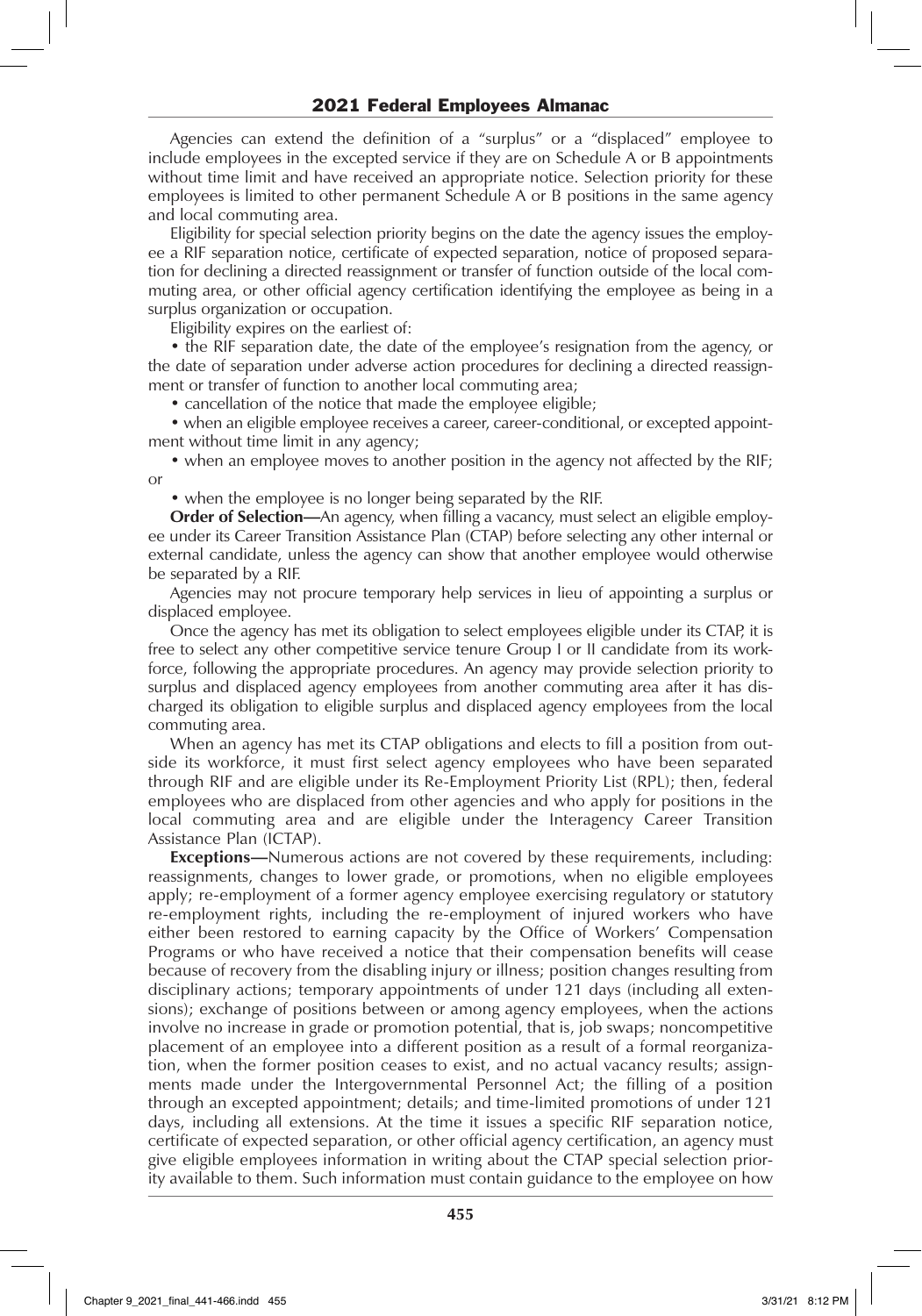Agencies can extend the definition of a "surplus" or a "displaced" employee to include employees in the excepted service if they are on Schedule A or B appointments without time limit and have received an appropriate notice. Selection priority for these employees is limited to other permanent Schedule A or B positions in the same agency and local commuting area.

Eligibility for special selection priority begins on the date the agency issues the employee a RIF separation notice, certificate of expected separation, notice of proposed separation for declining a directed reassignment or transfer of function outside of the local commuting area, or other official agency certification identifying the employee as being in a surplus organization or occupation.

Eligibility expires on the earliest of:

- the RIF separation date, the date of the employee's resignation from the agency, or the date of separation under adverse action procedures for declining a directed reassignment or transfer of function to another local commuting area;
- cancellation of the notice that made the employee eligible;
- when an eligible employee receives a career, career-conditional, or excepted appointment without time limit in any agency;
- when an employee moves to another position in the agency not affected by the RIF; or
- when the employee is no longer being separated by the RIF.

**Order of Selection—**An agency, when filling a vacancy, must select an eligible employee under its Career Transition Assistance Plan (CTAP) before selecting any other internal or external candidate, unless the agency can show that another employee would otherwise be separated by a RIF.

Agencies may not procure temporary help services in lieu of appointing a surplus or displaced employee.

Once the agency has met its obligation to select employees eligible under its CTAP, it is free to select any other competitive service tenure Group I or II candidate from its workforce, following the appropriate procedures. An agency may provide selection priority to surplus and displaced agency employees from another commuting area after it has discharged its obligation to eligible surplus and displaced agency employees from the local commuting area.

When an agency has met its CTAP obligations and elects to fill a position from outside its workforce, it must first select agency employees who have been separated through RIF and are eligible under its Re-Employment Priority List (RPL); then, federal employees who are displaced from other agencies and who apply for positions in the local commuting area and are eligible under the Interagency Career Transition Assistance Plan (ICTAP).

**Exceptions—**Numerous actions are not covered by these requirements, including: reassignments, changes to lower grade, or promotions, when no eligible employees apply; re-employment of a former agency employee exercising regulatory or statutory re-employment rights, including the re-employment of injured workers who have either been restored to earning capacity by the Office of Workers' Compensation Programs or who have received a notice that their compensation benefits will cease because of recovery from the disabling injury or illness; position changes resulting from disciplinary actions; temporary appointments of under 121 days (including all extensions); exchange of positions between or among agency employees, when the actions involve no increase in grade or promotion potential, that is, job swaps; noncompetitive placement of an employee into a different position as a result of a formal reorganization, when the former position ceases to exist, and no actual vacancy results; assignments made under the Intergovernmental Personnel Act; the filling of a position through an excepted appointment; details; and time-limited promotions of under 121 days, including all extensions. At the time it issues a specific RIF separation notice, certificate of expected separation, or other official agency certification, an agency must give eligible employees information in writing about the CTAP special selection priority available to them. Such information must contain guidance to the employee on how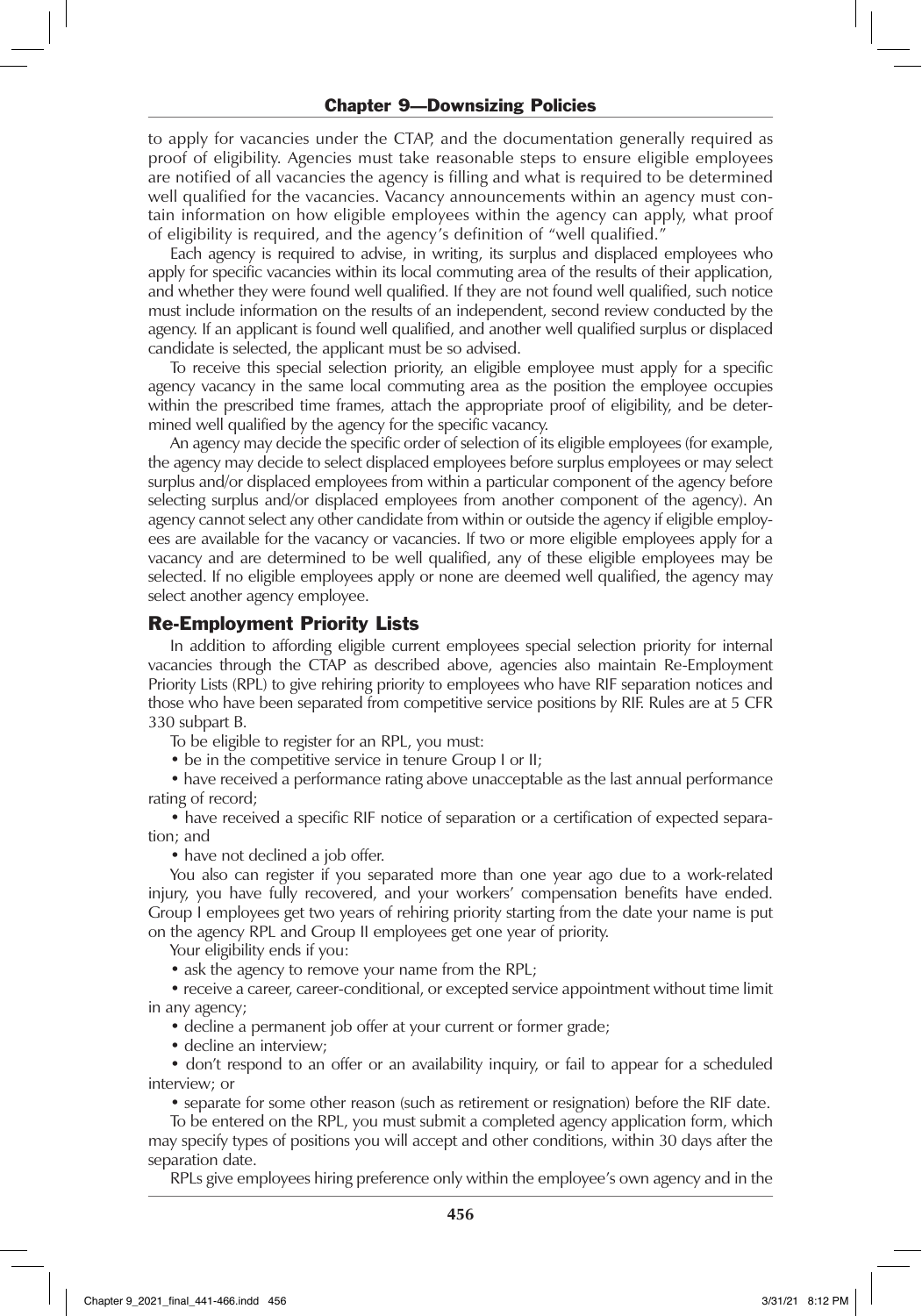to apply for vacancies under the CTAP, and the documentation generally required as proof of eligibility. Agencies must take reasonable steps to ensure eligible employees are notified of all vacancies the agency is filling and what is required to be determined well qualified for the vacancies. Vacancy announcements within an agency must contain information on how eligible employees within the agency can apply, what proof of eligibility is required, and the agency's definition of "well qualified."

Each agency is required to advise, in writing, its surplus and displaced employees who apply for specific vacancies within its local commuting area of the results of their application, and whether they were found well qualified. If they are not found well qualified, such notice must include information on the results of an independent, second review conducted by the agency. If an applicant is found well qualified, and another well qualified surplus or displaced candidate is selected, the applicant must be so advised.

To receive this special selection priority, an eligible employee must apply for a specific agency vacancy in the same local commuting area as the position the employee occupies within the prescribed time frames, attach the appropriate proof of eligibility, and be determined well qualified by the agency for the specific vacancy.

An agency may decide the specific order of selection of its eligible employees (for example, the agency may decide to select displaced employees before surplus employees or may select surplus and/or displaced employees from within a particular component of the agency before selecting surplus and/or displaced employees from another component of the agency). An agency cannot select any other candidate from within or outside the agency if eligible employees are available for the vacancy or vacancies. If two or more eligible employees apply for a vacancy and are determined to be well qualified, any of these eligible employees may be selected. If no eligible employees apply or none are deemed well qualified, the agency may select another agency employee.

## Re-Employment Priority Lists

In addition to affording eligible current employees special selection priority for internal vacancies through the CTAP as described above, agencies also maintain Re-Employment Priority Lists (RPL) to give rehiring priority to employees who have RIF separation notices and those who have been separated from competitive service positions by RIF. Rules are at 5 CFR 330 subpart B.

To be eligible to register for an RPL, you must:

- be in the competitive service in tenure Group I or II;
- have received a performance rating above unacceptable as the last annual performance rating of record;
- have received a specific RIF notice of separation or a certification of expected separation; and
- have not declined a job offer.

You also can register if you separated more than one year ago due to a work-related injury, you have fully recovered, and your workers' compensation benefits have ended. Group I employees get two years of rehiring priority starting from the date your name is put on the agency RPL and Group II employees get one year of priority.

Your eligibility ends if you:

- ask the agency to remove your name from the RPL;
- receive a career, career-conditional, or excepted service appointment without time limit in any agency;
- decline a permanent job offer at your current or former grade;
- decline an interview;
- don't respond to an offer or an availability inquiry, or fail to appear for a scheduled interview; or
- separate for some other reason (such as retirement or resignation) before the RIF date.

To be entered on the RPL, you must submit a completed agency application form, which may specify types of positions you will accept and other conditions, within 30 days after the separation date.

RPLs give employees hiring preference only within the employee's own agency and in the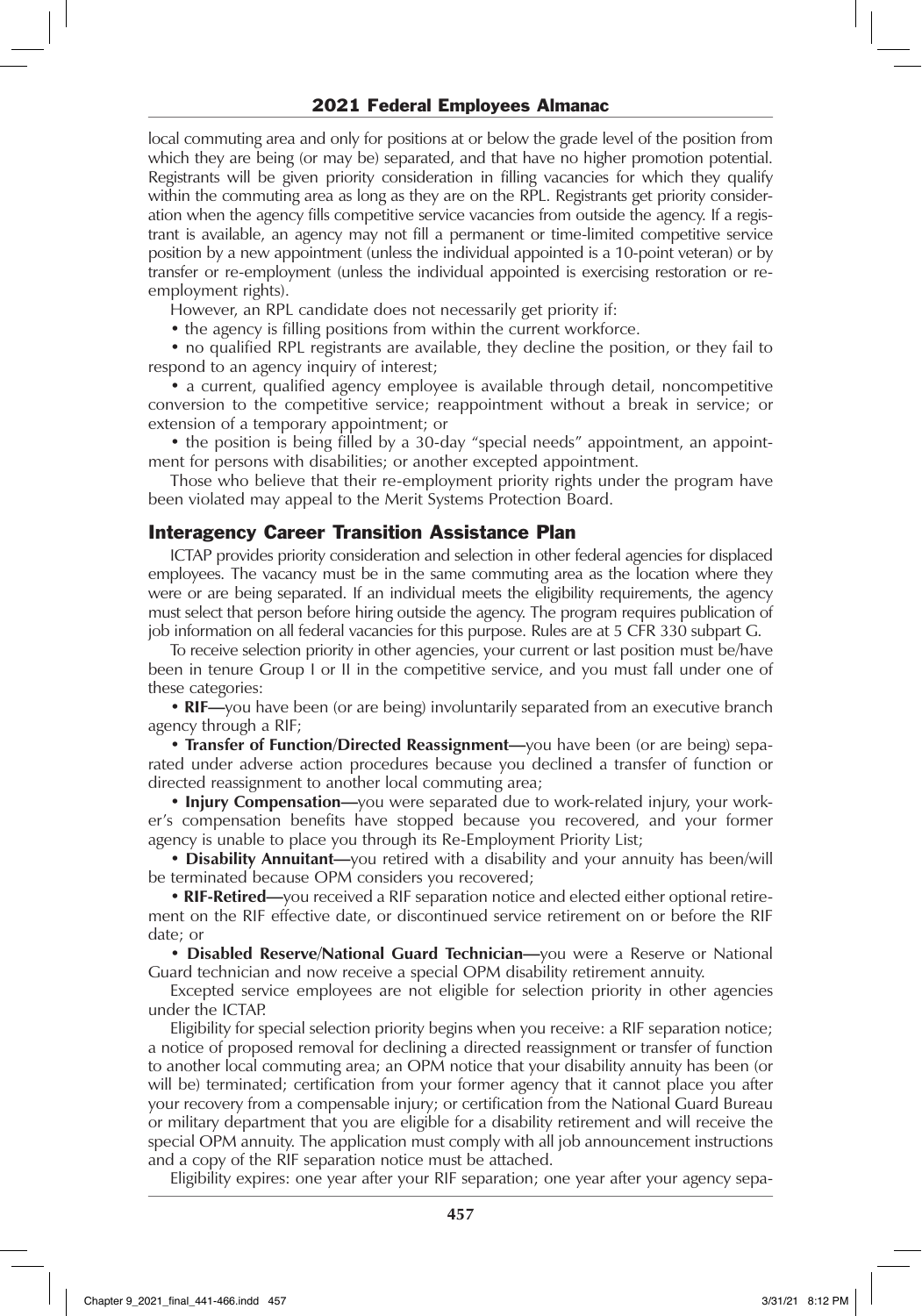local commuting area and only for positions at or below the grade level of the position from which they are being (or may be) separated, and that have no higher promotion potential. Registrants will be given priority consideration in filling vacancies for which they qualify within the commuting area as long as they are on the RPL. Registrants get priority consideration when the agency fills competitive service vacancies from outside the agency. If a registrant is available, an agency may not fill a permanent or time-limited competitive service position by a new appointment (unless the individual appointed is a 10-point veteran) or by transfer or re-employment (unless the individual appointed is exercising restoration or re-employment rights).

However, an RPL candidate does not necessarily get priority if:

- the agency is filling positions from within the current workforce.
- no qualified RPL registrants are available, they decline the position, or they fail to respond to an agency inquiry of interest;
- a current, qualified agency employee is available through detail, noncompetitive conversion to the competitive service; reappointment without a break in service; or extension of a temporary appointment; or
- the position is being filled by a 30-day "special needs" appointment, an appointment for persons with disabilities; or another excepted appointment.

Those who believe that their re-employment priority rights under the program have been violated may appeal to the Merit Systems Protection Board.

## Interagency Career Transition Assistance Plan

ICTAP provides priority consideration and selection in other federal agencies for displaced employees. The vacancy must be in the same commuting area as the location where they were or are being separated. If an individual meets the eligibility requirements, the agency must select that person before hiring outside the agency. The program requires publication of job information on all federal vacancies for this purpose. Rules are at 5 CFR 330 subpart G.

To receive selection priority in other agencies, your current or last position must be/have been in tenure Group I or II in the competitive service, and you must fall under one of these categories:

- **RIF—**you have been (or are being) involuntarily separated from an executive branch agency through a RIF;
- **Transfer of Function/Directed Reassignment—**you have been (or are being) separated under adverse action procedures because you declined a transfer of function or directed reassignment to another local commuting area;
- **Injury Compensation—**you were separated due to work-related injury, your worker's compensation benefits have stopped because you recovered, and your former agency is unable to place you through its Re-Employment Priority List;
- **Disability Annuitant—**you retired with a disability and your annuity has been/will be terminated because OPM considers you recovered;
- **RIF-Retired—**you received a RIF separation notice and elected either optional retirement on the RIF effective date, or discontinued service retirement on or before the RIF date; or
- **Disabled Reserve/National Guard Technician—**you were a Reserve or National Guard technician and now receive a special OPM disability retirement annuity.

Excepted service employees are not eligible for selection priority in other agencies under the ICTAP.

Eligibility for special selection priority begins when you receive: a RIF separation notice; a notice of proposed removal for declining a directed reassignment or transfer of function to another local commuting area; an OPM notice that your disability annuity has been (or will be) terminated; certification from your former agency that it cannot place you after your recovery from a compensable injury; or certification from the National Guard Bureau or military department that you are eligible for a disability retirement and will receive the special OPM annuity. The application must comply with all job announcement instructions and a copy of the RIF separation notice must be attached.

Eligibility expires: one year after your RIF separation; one year after your agency sepa-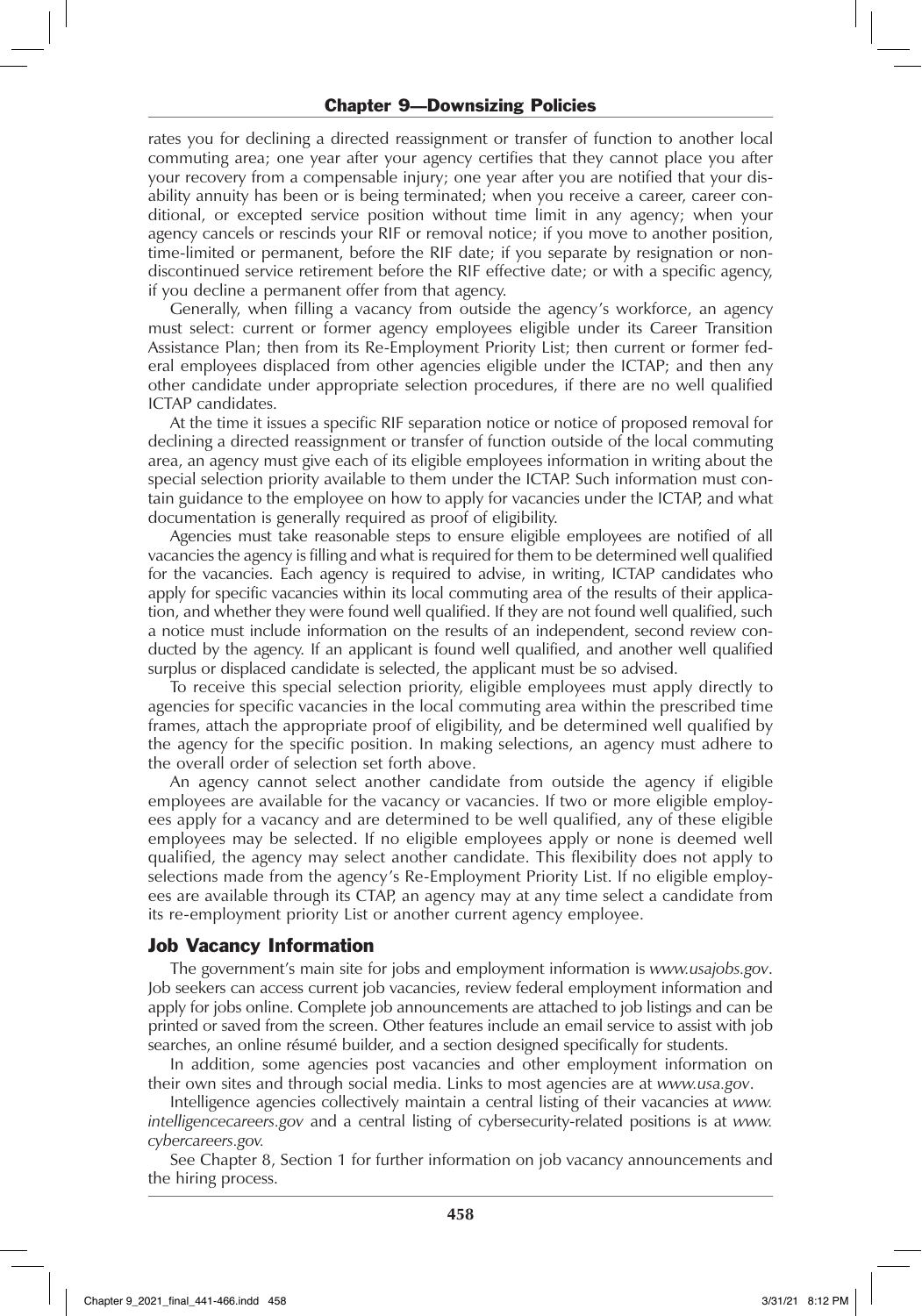rates you for declining a directed reassignment or transfer of function to another local commuting area; one year after your agency certifies that they cannot place you after your recovery from a compensable injury; one year after you are notified that your disability annuity has been or is being terminated; when you receive a career, career conditional, or excepted service position without time limit in any agency; when your agency cancels or rescinds your RIF or removal notice; if you move to another position, time-limited or permanent, before the RIF date; if you separate by resignation or non-discontinued service retirement before the RIF effective date; or with a specific agency, if you decline a permanent offer from that agency.

Generally, when filling a vacancy from outside the agency's workforce, an agency must select: current or former agency employees eligible under its Career Transition Assistance Plan; then from its Re-Employment Priority List; then current or former federal employees displaced from other agencies eligible under the ICTAP; and then any other candidate under appropriate selection procedures, if there are no well qualified ICTAP candidates.

At the time it issues a specific RIF separation notice or notice of proposed removal for declining a directed reassignment or transfer of function outside of the local commuting area, an agency must give each of its eligible employees information in writing about the special selection priority available to them under the ICTAP. Such information must contain guidance to the employee on how to apply for vacancies under the ICTAP, and what documentation is generally required as proof of eligibility.

Agencies must take reasonable steps to ensure eligible employees are notified of all vacancies the agency is filling and what is required for them to be determined well qualified for the vacancies. Each agency is required to advise, in writing, ICTAP candidates who apply for specific vacancies within its local commuting area of the results of their application, and whether they were found well qualified. If they are not found well qualified, such a notice must include information on the results of an independent, second review conducted by the agency. If an applicant is found well qualified, and another well qualified surplus or displaced candidate is selected, the applicant must be so advised.

To receive this special selection priority, eligible employees must apply directly to agencies for specific vacancies in the local commuting area within the prescribed time frames, attach the appropriate proof of eligibility, and be determined well qualified by the agency for the specific position. In making selections, an agency must adhere to the overall order of selection set forth above.

An agency cannot select another candidate from outside the agency if eligible employees are available for the vacancy or vacancies. If two or more eligible employees apply for a vacancy and are determined to be well qualified, any of these eligible employees may be selected. If no eligible employees apply or none is deemed well qualified, the agency may select another candidate. This flexibility does not apply to selections made from the agency's Re-Employment Priority List. If no eligible employees are available through its CTAP, an agency may at any time select a candidate from its re-employment priority List or another current agency employee.

## Job Vacancy Information

The government's main site for jobs and employment information is *www.usajobs.gov*. Job seekers can access current job vacancies, review federal employment information and apply for jobs online. Complete job announcements are attached to job listings and can be printed or saved from the screen. Other features include an email service to assist with job searches, an online résumé builder, and a section designed specifically for students.

In addition, some agencies post vacancies and other employment information on their own sites and through social media. Links to most agencies are at *www.usa.gov*.

Intelligence agencies collectively maintain a central listing of their vacancies at *www.intelligencecareers.gov* and a central listing of cybersecurity-related positions is at *www.cybercareers.gov.*

See Chapter 8, Section 1 for further information on job vacancy announcements and the hiring process.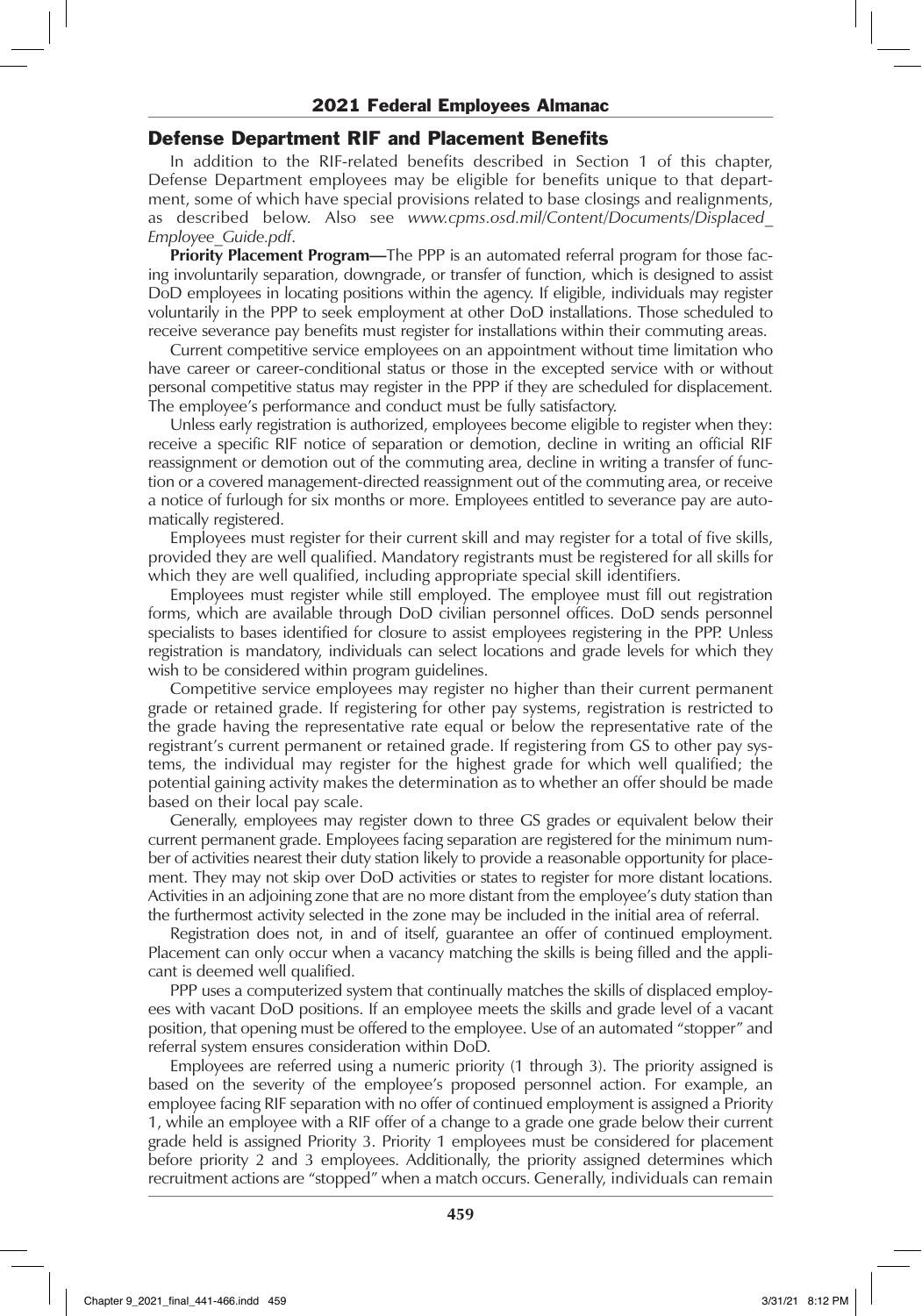## Defense Department RIF and Placement Benefits

In addition to the RIF-related benefits described in Section 1 of this chapter, Defense Department employees may be eligible for benefits unique to that department, some of which have special provisions related to base closings and realignments, as described below. Also see *www.cpms.osd.mil/Content/Documents/Displaced_Employee_Guide.pdf*.

**Priority Placement Program—**The PPP is an automated referral program for those facing involuntarily separation, downgrade, or transfer of function, which is designed to assist DoD employees in locating positions within the agency. If eligible, individuals may register voluntarily in the PPP to seek employment at other DoD installations. Those scheduled to receive severance pay benefits must register for installations within their commuting areas.

Current competitive service employees on an appointment without time limitation who have career or career-conditional status or those in the excepted service with or without personal competitive status may register in the PPP if they are scheduled for displacement. The employee's performance and conduct must be fully satisfactory.

Unless early registration is authorized, employees become eligible to register when they: receive a specific RIF notice of separation or demotion, decline in writing an official RIF reassignment or demotion out of the commuting area, decline in writing a transfer of function or a covered management-directed reassignment out of the commuting area, or receive a notice of furlough for six months or more. Employees entitled to severance pay are automatically registered.

Employees must register for their current skill and may register for a total of five skills, provided they are well qualified. Mandatory registrants must be registered for all skills for which they are well qualified, including appropriate special skill identifiers.

Employees must register while still employed. The employee must fill out registration forms, which are available through DoD civilian personnel offices. DoD sends personnel specialists to bases identified for closure to assist employees registering in the PPP. Unless registration is mandatory, individuals can select locations and grade levels for which they wish to be considered within program guidelines.

Competitive service employees may register no higher than their current permanent grade or retained grade. If registering for other pay systems, registration is restricted to the grade having the representative rate equal or below the representative rate of the registrant's current permanent or retained grade. If registering from GS to other pay systems, the individual may register for the highest grade for which well qualified; the potential gaining activity makes the determination as to whether an offer should be made based on their local pay scale.

Generally, employees may register down to three GS grades or equivalent below their current permanent grade. Employees facing separation are registered for the minimum number of activities nearest their duty station likely to provide a reasonable opportunity for placement. They may not skip over DoD activities or states to register for more distant locations. Activities in an adjoining zone that are no more distant from the employee's duty station than the furthermost activity selected in the zone may be included in the initial area of referral.

Registration does not, in and of itself, guarantee an offer of continued employment. Placement can only occur when a vacancy matching the skills is being filled and the applicant is deemed well qualified.

PPP uses a computerized system that continually matches the skills of displaced employees with vacant DoD positions. If an employee meets the skills and grade level of a vacant position, that opening must be offered to the employee. Use of an automated "stopper" and referral system ensures consideration within DoD.

Employees are referred using a numeric priority (1 through 3). The priority assigned is based on the severity of the employee's proposed personnel action. For example, an employee facing RIF separation with no offer of continued employment is assigned a Priority 1, while an employee with a RIF offer of a change to a grade one grade below their current grade held is assigned Priority 3. Priority 1 employees must be considered for placement before priority 2 and 3 employees. Additionally, the priority assigned determines which recruitment actions are "stopped" when a match occurs. Generally, individuals can remain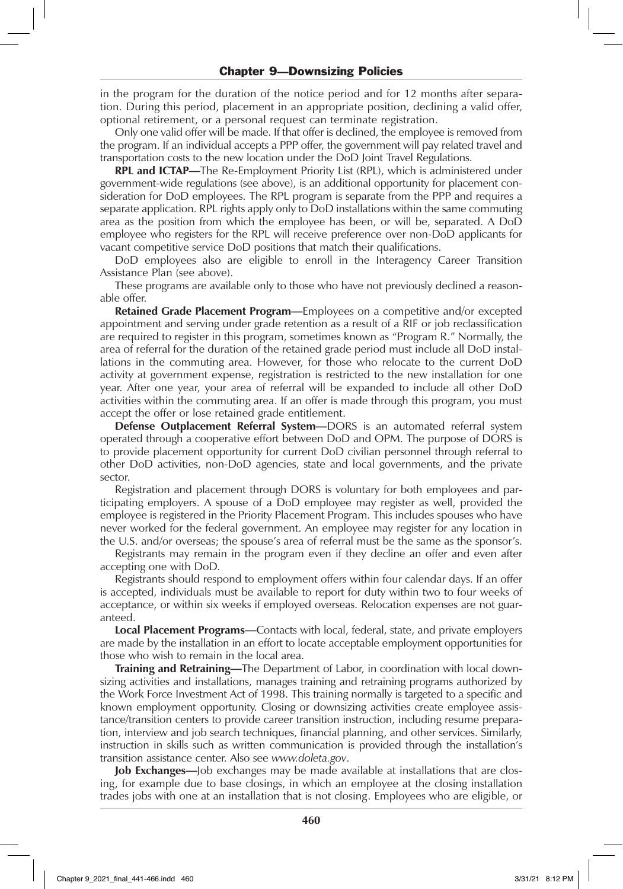in the program for the duration of the notice period and for 12 months after separation. During this period, placement in an appropriate position, declining a valid offer, optional retirement, or a personal request can terminate registration.

Only one valid offer will be made. If that offer is declined, the employee is removed from the program. If an individual accepts a PPP offer, the government will pay related travel and transportation costs to the new location under the DoD Joint Travel Regulations.

**RPL and ICTAP—**The Re-Employment Priority List (RPL), which is administered under government-wide regulations (see above), is an additional opportunity for placement consideration for DoD employees. The RPL program is separate from the PPP and requires a separate application. RPL rights apply only to DoD installations within the same commuting area as the position from which the employee has been, or will be, separated. A DoD employee who registers for the RPL will receive preference over non-DoD applicants for vacant competitive service DoD positions that match their qualifications.

DoD employees also are eligible to enroll in the Interagency Career Transition Assistance Plan (see above).

These programs are available only to those who have not previously declined a reasonable offer.

**Retained Grade Placement Program—**Employees on a competitive and/or excepted appointment and serving under grade retention as a result of a RIF or job reclassification are required to register in this program, sometimes known as "Program R." Normally, the area of referral for the duration of the retained grade period must include all DoD installations in the commuting area. However, for those who relocate to the current DoD activity at government expense, registration is restricted to the new installation for one year. After one year, your area of referral will be expanded to include all other DoD activities within the commuting area. If an offer is made through this program, you must accept the offer or lose retained grade entitlement.

**Defense Outplacement Referral System—**DORS is an automated referral system operated through a cooperative effort between DoD and OPM. The purpose of DORS is to provide placement opportunity for current DoD civilian personnel through referral to other DoD activities, non-DoD agencies, state and local governments, and the private sector.

Registration and placement through DORS is voluntary for both employees and participating employers. A spouse of a DoD employee may register as well, provided the employee is registered in the Priority Placement Program. This includes spouses who have never worked for the federal government. An employee may register for any location in the U.S. and/or overseas; the spouse's area of referral must be the same as the sponsor's.

Registrants may remain in the program even if they decline an offer and even after accepting one with DoD.

Registrants should respond to employment offers within four calendar days. If an offer is accepted, individuals must be available to report for duty within two to four weeks of acceptance, or within six weeks if employed overseas. Relocation expenses are not guaranteed.

**Local Placement Programs—**Contacts with local, federal, state, and private employers are made by the installation in an effort to locate acceptable employment opportunities for those who wish to remain in the local area.

**Training and Retraining—**The Department of Labor, in coordination with local downsizing activities and installations, manages training and retraining programs authorized by the Work Force Investment Act of 1998. This training normally is targeted to a specific and known employment opportunity. Closing or downsizing activities create employee assistance/transition centers to provide career transition instruction, including resume preparation, interview and job search techniques, financial planning, and other services. Similarly, instruction in skills such as written communication is provided through the installation's transition assistance center. Also see *www.doleta.gov*.

**Job Exchanges—**Job exchanges may be made available at installations that are closing, for example due to base closings, in which an employee at the closing installation trades jobs with one at an installation that is not closing. Employees who are eligible, or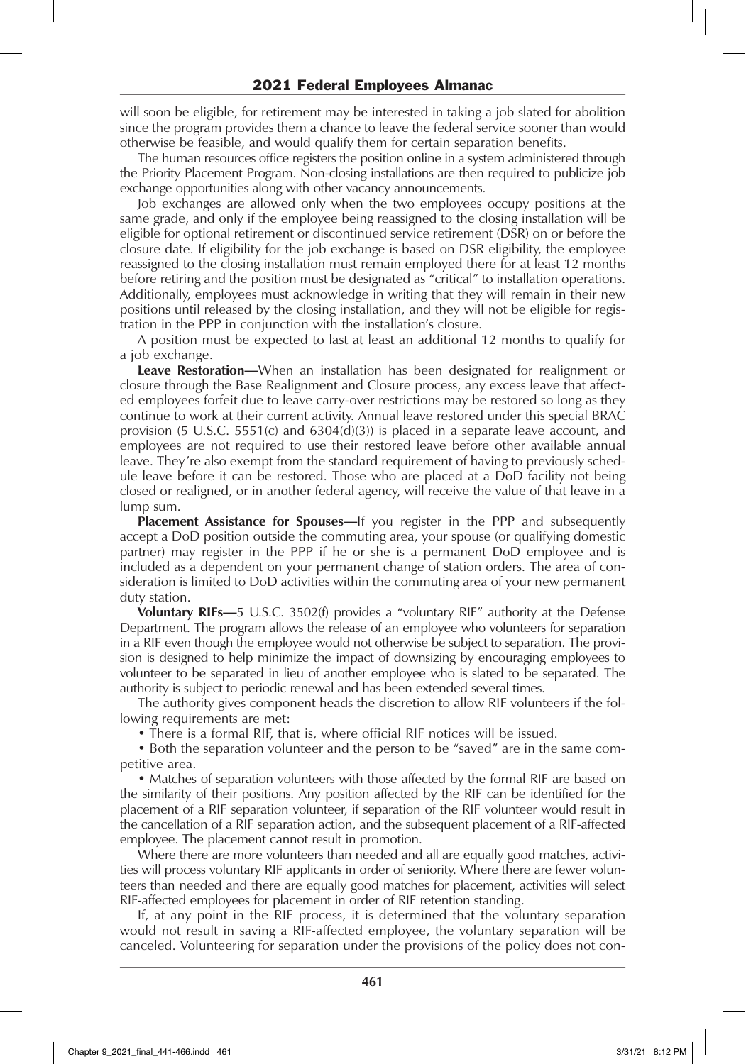will soon be eligible, for retirement may be interested in taking a job slated for abolition since the program provides them a chance to leave the federal service sooner than would otherwise be feasible, and would qualify them for certain separation benefits.

The human resources office registers the position online in a system administered through the Priority Placement Program. Non-closing installations are then required to publicize job exchange opportunities along with other vacancy announcements.

Job exchanges are allowed only when the two employees occupy positions at the same grade, and only if the employee being reassigned to the closing installation will be eligible for optional retirement or discontinued service retirement (DSR) on or before the closure date. If eligibility for the job exchange is based on DSR eligibility, the employee reassigned to the closing installation must remain employed there for at least 12 months before retiring and the position must be designated as "critical" to installation operations. Additionally, employees must acknowledge in writing that they will remain in their new positions until released by the closing installation, and they will not be eligible for registration in the PPP in conjunction with the installation's closure.

A position must be expected to last at least an additional 12 months to qualify for a job exchange.

**Leave Restoration—**When an installation has been designated for realignment or closure through the Base Realignment and Closure process, any excess leave that affected employees forfeit due to leave carry-over restrictions may be restored so long as they continue to work at their current activity. Annual leave restored under this special BRAC provision (5 U.S.C. 5551(c) and 6304(d)(3)) is placed in a separate leave account, and employees are not required to use their restored leave before other available annual leave. They're also exempt from the standard requirement of having to previously schedule leave before it can be restored. Those who are placed at a DoD facility not being closed or realigned, or in another federal agency, will receive the value of that leave in a lump sum.

**Placement Assistance for Spouses—**If you register in the PPP and subsequently accept a DoD position outside the commuting area, your spouse (or qualifying domestic partner) may register in the PPP if he or she is a permanent DoD employee and is included as a dependent on your permanent change of station orders. The area of consideration is limited to DoD activities within the commuting area of your new permanent duty station.

**Voluntary RIFs—**5 U.S.C. 3502(f) provides a "voluntary RIF" authority at the Defense Department. The program allows the release of an employee who volunteers for separation in a RIF even though the employee would not otherwise be subject to separation. The provision is designed to help minimize the impact of downsizing by encouraging employees to volunteer to be separated in lieu of another employee who is slated to be separated. The authority is subject to periodic renewal and has been extended several times.

The authority gives component heads the discretion to allow RIF volunteers if the following requirements are met:

- There is a formal RIF, that is, where official RIF notices will be issued.
- Both the separation volunteer and the person to be "saved" are in the same competitive area.
- Matches of separation volunteers with those affected by the formal RIF are based on the similarity of their positions. Any position affected by the RIF can be identified for the placement of a RIF separation volunteer, if separation of the RIF volunteer would result in the cancellation of a RIF separation action, and the subsequent placement of a RIF-affected employee. The placement cannot result in promotion.

Where there are more volunteers than needed and all are equally good matches, activities will process voluntary RIF applicants in order of seniority. Where there are fewer volunteers than needed and there are equally good matches for placement, activities will select RIF-affected employees for placement in order of RIF retention standing.

If, at any point in the RIF process, it is determined that the voluntary separation would not result in saving a RIF-affected employee, the voluntary separation will be canceled. Volunteering for separation under the provisions of the policy does not con-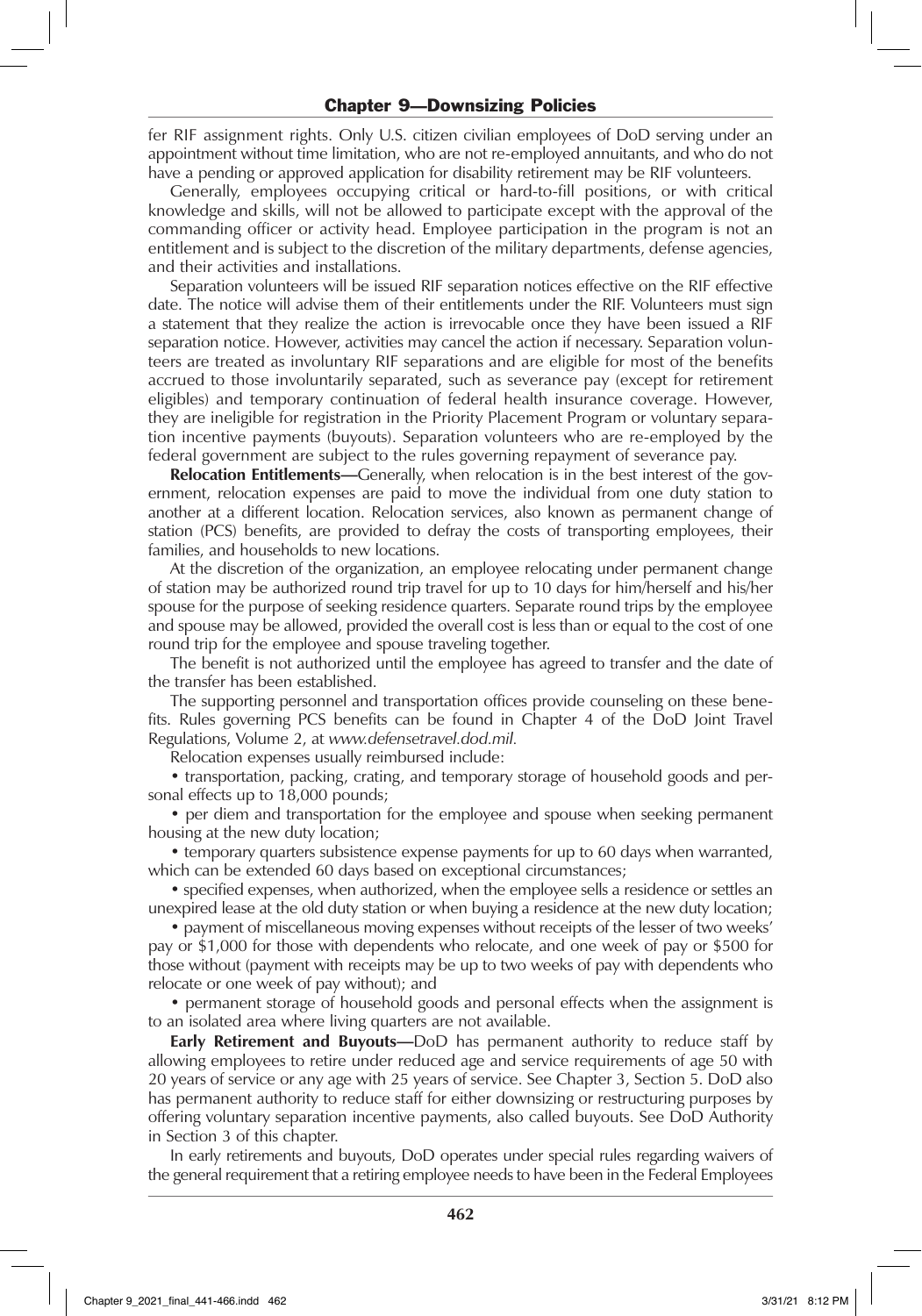fer RIF assignment rights. Only U.S. citizen civilian employees of DoD serving under an appointment without time limitation, who are not re-employed annuitants, and who do not have a pending or approved application for disability retirement may be RIF volunteers.

Generally, employees occupying critical or hard-to-fill positions, or with critical knowledge and skills, will not be allowed to participate except with the approval of the commanding officer or activity head. Employee participation in the program is not an entitlement and is subject to the discretion of the military departments, defense agencies, and their activities and installations.

Separation volunteers will be issued RIF separation notices effective on the RIF effective date. The notice will advise them of their entitlements under the RIF. Volunteers must sign a statement that they realize the action is irrevocable once they have been issued a RIF separation notice. However, activities may cancel the action if necessary. Separation volunteers are treated as involuntary RIF separations and are eligible for most of the benefits accrued to those involuntarily separated, such as severance pay (except for retirement eligibles) and temporary continuation of federal health insurance coverage. However, they are ineligible for registration in the Priority Placement Program or voluntary separation incentive payments (buyouts). Separation volunteers who are re-employed by the federal government are subject to the rules governing repayment of severance pay.

**Relocation Entitlements—**Generally, when relocation is in the best interest of the government, relocation expenses are paid to move the individual from one duty station to another at a different location. Relocation services, also known as permanent change of station (PCS) benefits, are provided to defray the costs of transporting employees, their families, and households to new locations.

At the discretion of the organization, an employee relocating under permanent change of station may be authorized round trip travel for up to 10 days for him/herself and his/her spouse for the purpose of seeking residence quarters. Separate round trips by the employee and spouse may be allowed, provided the overall cost is less than or equal to the cost of one round trip for the employee and spouse traveling together.

The benefit is not authorized until the employee has agreed to transfer and the date of the transfer has been established.

The supporting personnel and transportation offices provide counseling on these benefits. Rules governing PCS benefits can be found in Chapter 4 of the DoD Joint Travel Regulations, Volume 2, at *www.defensetravel.dod.mil.*

Relocation expenses usually reimbursed include:

- transportation, packing, crating, and temporary storage of household goods and personal effects up to 18,000 pounds;
- per diem and transportation for the employee and spouse when seeking permanent housing at the new duty location;
- temporary quarters subsistence expense payments for up to 60 days when warranted, which can be extended 60 days based on exceptional circumstances;
- specified expenses, when authorized, when the employee sells a residence or settles an unexpired lease at the old duty station or when buying a residence at the new duty location;
- payment of miscellaneous moving expenses without receipts of the lesser of two weeks' pay or $1,000 for those with dependents who relocate, and one week of pay or $500 for those without (payment with receipts may be up to two weeks of pay with dependents who relocate or one week of pay without); and
- permanent storage of household goods and personal effects when the assignment is to an isolated area where living quarters are not available.

**Early Retirement and Buyouts—**DoD has permanent authority to reduce staff by allowing employees to retire under reduced age and service requirements of age 50 with 20 years of service or any age with 25 years of service. See Chapter 3, Section 5. DoD also has permanent authority to reduce staff for either downsizing or restructuring purposes by offering voluntary separation incentive payments, also called buyouts. See DoD Authority in Section 3 of this chapter.

In early retirements and buyouts, DoD operates under special rules regarding waivers of the general requirement that a retiring employee needs to have been in the Federal Employees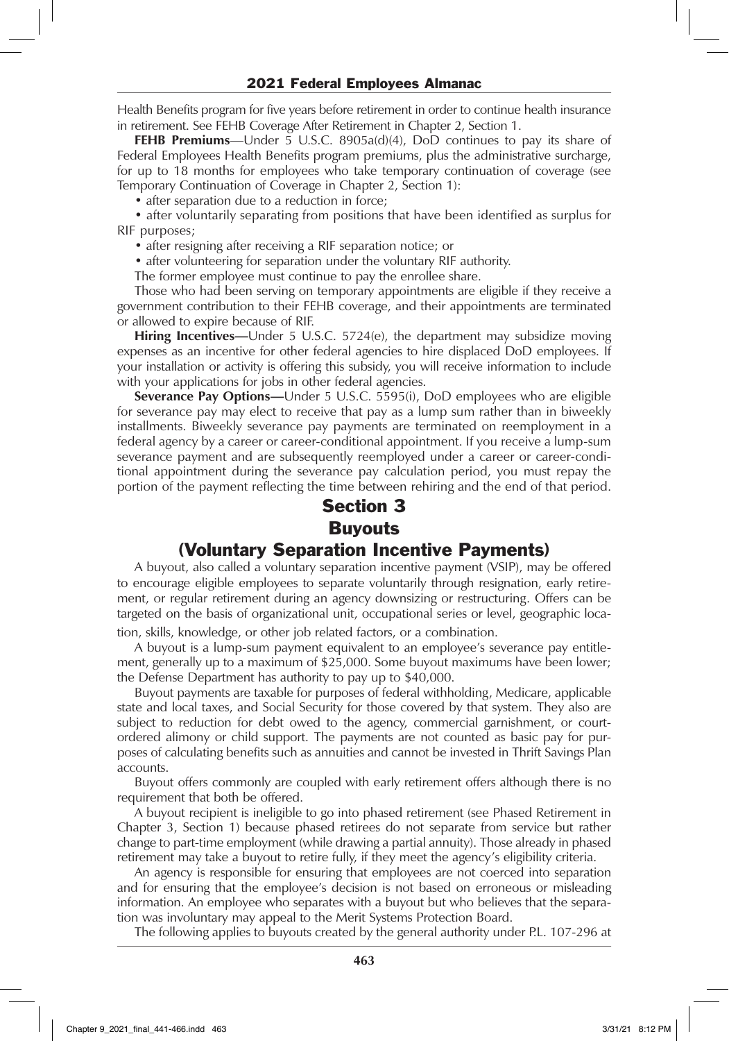Health Benefits program for five years before retirement in order to continue health insurance in retirement. See FEHB Coverage After Retirement in Chapter 2, Section 1.

**FEHB Premiums**—Under 5 U.S.C. 8905a(d)(4), DoD continues to pay its share of Federal Employees Health Benefits program premiums, plus the administrative surcharge, for up to 18 months for employees who take temporary continuation of coverage (see Temporary Continuation of Coverage in Chapter 2, Section 1):

- after separation due to a reduction in force;
- after voluntarily separating from positions that have been identified as surplus for RIF purposes;
- after resigning after receiving a RIF separation notice; or
- after volunteering for separation under the voluntary RIF authority.

The former employee must continue to pay the enrollee share.

Those who had been serving on temporary appointments are eligible if they receive a government contribution to their FEHB coverage, and their appointments are terminated or allowed to expire because of RIF.

**Hiring Incentives—**Under 5 U.S.C. 5724(e), the department may subsidize moving expenses as an incentive for other federal agencies to hire displaced DoD employees. If your installation or activity is offering this subsidy, you will receive information to include with your applications for jobs in other federal agencies.

**Severance Pay Options—**Under 5 U.S.C. 5595(i), DoD employees who are eligible for severance pay may elect to receive that pay as a lump sum rather than in biweekly installments. Biweekly severance pay payments are terminated on reemployment in a federal agency by a career or career-conditional appointment. If you receive a lump-sum severance payment and are subsequently reemployed under a career or career-conditional appointment during the severance pay calculation period, you must repay the portion of the payment reflecting the time between rehiring and the end of that period.

## Section 3
## Buyouts
## (Voluntary Separation Incentive Payments)

A buyout, also called a voluntary separation incentive payment (VSIP), may be offered to encourage eligible employees to separate voluntarily through resignation, early retirement, or regular retirement during an agency downsizing or restructuring. Offers can be targeted on the basis of organizational unit, occupational series or level, geographic location, skills, knowledge, or other job related factors, or a combination.

A buyout is a lump-sum payment equivalent to an employee's severance pay entitlement, generally up to a maximum of $25,000. Some buyout maximums have been lower; the Defense Department has authority to pay up to $40,000.

Buyout payments are taxable for purposes of federal withholding, Medicare, applicable state and local taxes, and Social Security for those covered by that system. They also are subject to reduction for debt owed to the agency, commercial garnishment, or court-ordered alimony or child support. The payments are not counted as basic pay for purposes of calculating benefits such as annuities and cannot be invested in Thrift Savings Plan accounts.

Buyout offers commonly are coupled with early retirement offers although there is no requirement that both be offered.

A buyout recipient is ineligible to go into phased retirement (see Phased Retirement in Chapter 3, Section 1) because phased retirees do not separate from service but rather change to part-time employment (while drawing a partial annuity). Those already in phased retirement may take a buyout to retire fully, if they meet the agency's eligibility criteria.

An agency is responsible for ensuring that employees are not coerced into separation and for ensuring that the employee's decision is not based on erroneous or misleading information. An employee who separates with a buyout but who believes that the separation was involuntary may appeal to the Merit Systems Protection Board.

The following applies to buyouts created by the general authority under P.L. 107-296 at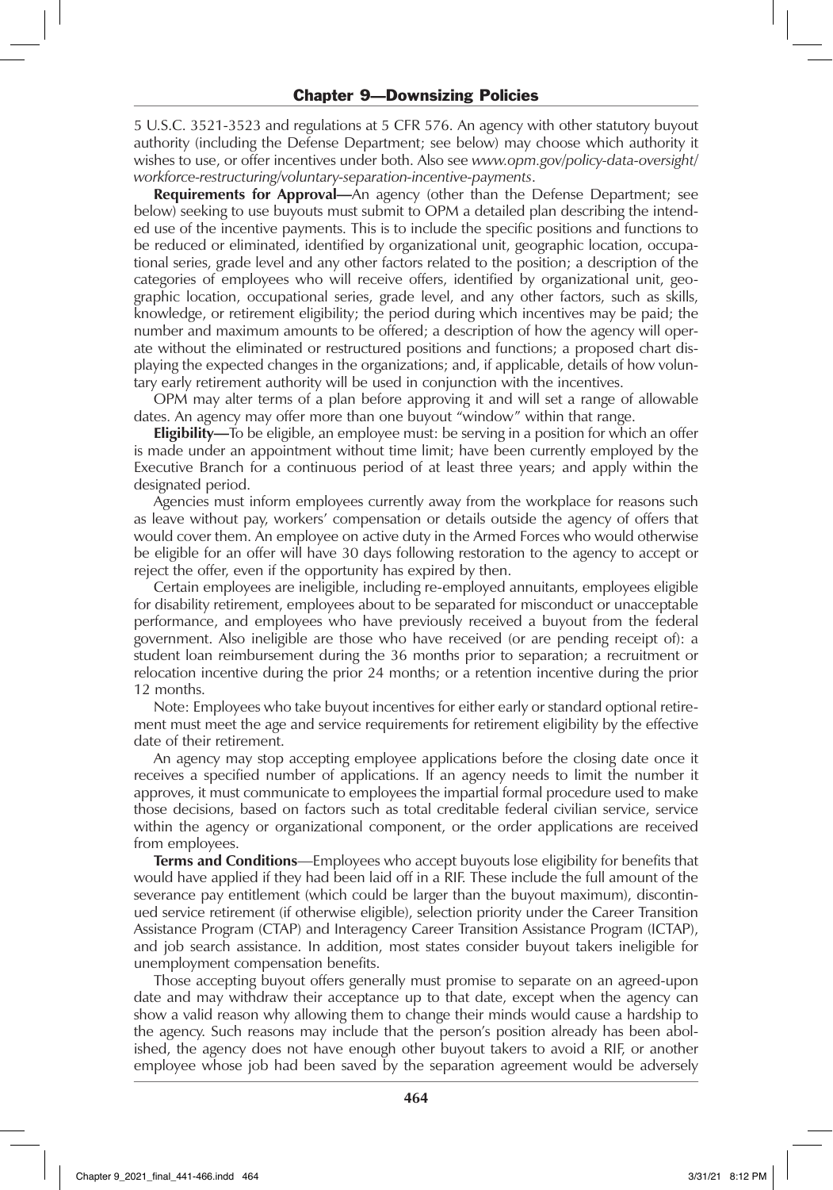5 U.S.C. 3521-3523 and regulations at 5 CFR 576. An agency with other statutory buyout authority (including the Defense Department; see below) may choose which authority it wishes to use, or offer incentives under both. Also see *www.opm.gov/policy-data-oversight/workforce-restructuring/voluntary-separation-incentive-payments*.

**Requirements for Approval—**An agency (other than the Defense Department; see below) seeking to use buyouts must submit to OPM a detailed plan describing the intended use of the incentive payments. This is to include the specific positions and functions to be reduced or eliminated, identified by organizational unit, geographic location, occupational series, grade level and any other factors related to the position; a description of the categories of employees who will receive offers, identified by organizational unit, geographic location, occupational series, grade level, and any other factors, such as skills, knowledge, or retirement eligibility; the period during which incentives may be paid; the number and maximum amounts to be offered; a description of how the agency will operate without the eliminated or restructured positions and functions; a proposed chart displaying the expected changes in the organizations; and, if applicable, details of how voluntary early retirement authority will be used in conjunction with the incentives.

OPM may alter terms of a plan before approving it and will set a range of allowable dates. An agency may offer more than one buyout "window" within that range.

**Eligibility—**To be eligible, an employee must: be serving in a position for which an offer is made under an appointment without time limit; have been currently employed by the Executive Branch for a continuous period of at least three years; and apply within the designated period.

Agencies must inform employees currently away from the workplace for reasons such as leave without pay, workers' compensation or details outside the agency of offers that would cover them. An employee on active duty in the Armed Forces who would otherwise be eligible for an offer will have 30 days following restoration to the agency to accept or reject the offer, even if the opportunity has expired by then.

Certain employees are ineligible, including re-employed annuitants, employees eligible for disability retirement, employees about to be separated for misconduct or unacceptable performance, and employees who have previously received a buyout from the federal government. Also ineligible are those who have received (or are pending receipt of): a student loan reimbursement during the 36 months prior to separation; a recruitment or relocation incentive during the prior 24 months; or a retention incentive during the prior 12 months.

Note: Employees who take buyout incentives for either early or standard optional retirement must meet the age and service requirements for retirement eligibility by the effective date of their retirement.

An agency may stop accepting employee applications before the closing date once it receives a specified number of applications. If an agency needs to limit the number it approves, it must communicate to employees the impartial formal procedure used to make those decisions, based on factors such as total creditable federal civilian service, service within the agency or organizational component, or the order applications are received from employees.

**Terms and Conditions**—Employees who accept buyouts lose eligibility for benefits that would have applied if they had been laid off in a RIF. These include the full amount of the severance pay entitlement (which could be larger than the buyout maximum), discontinued service retirement (if otherwise eligible), selection priority under the Career Transition Assistance Program (CTAP) and Interagency Career Transition Assistance Program (ICTAP), and job search assistance. In addition, most states consider buyout takers ineligible for unemployment compensation benefits.

Those accepting buyout offers generally must promise to separate on an agreed-upon date and may withdraw their acceptance up to that date, except when the agency can show a valid reason why allowing them to change their minds would cause a hardship to the agency. Such reasons may include that the person's position already has been abolished, the agency does not have enough other buyout takers to avoid a RIF, or another employee whose job had been saved by the separation agreement would be adversely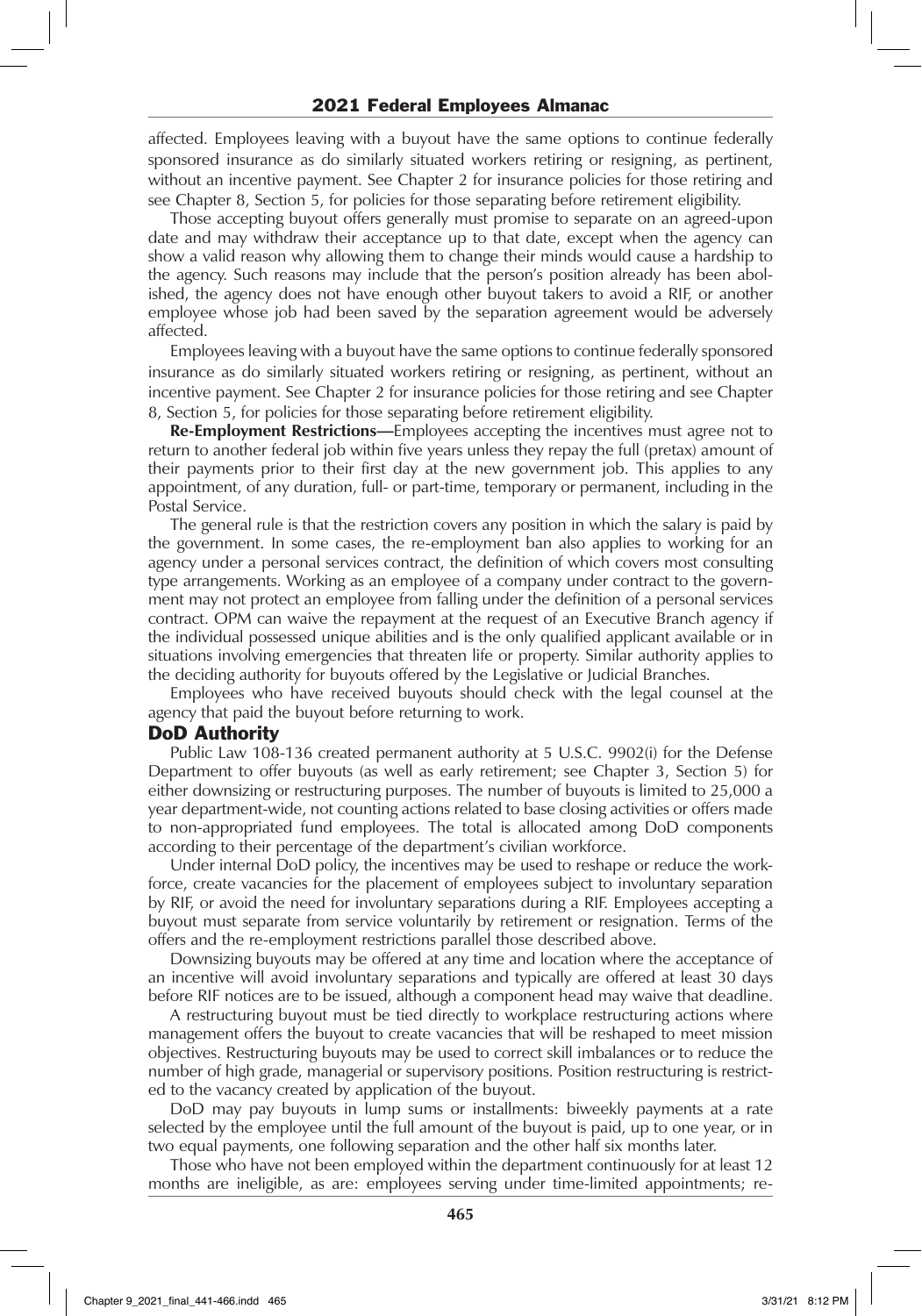affected. Employees leaving with a buyout have the same options to continue federally sponsored insurance as do similarly situated workers retiring or resigning, as pertinent, without an incentive payment. See Chapter 2 for insurance policies for those retiring and see Chapter 8, Section 5, for policies for those separating before retirement eligibility.

Those accepting buyout offers generally must promise to separate on an agreed-upon date and may withdraw their acceptance up to that date, except when the agency can show a valid reason why allowing them to change their minds would cause a hardship to the agency. Such reasons may include that the person's position already has been abolished, the agency does not have enough other buyout takers to avoid a RIF, or another employee whose job had been saved by the separation agreement would be adversely affected.

Employees leaving with a buyout have the same options to continue federally sponsored insurance as do similarly situated workers retiring or resigning, as pertinent, without an incentive payment. See Chapter 2 for insurance policies for those retiring and see Chapter 8, Section 5, for policies for those separating before retirement eligibility.

**Re-Employment Restrictions—**Employees accepting the incentives must agree not to return to another federal job within five years unless they repay the full (pretax) amount of their payments prior to their first day at the new government job. This applies to any appointment, of any duration, full- or part-time, temporary or permanent, including in the Postal Service.

The general rule is that the restriction covers any position in which the salary is paid by the government. In some cases, the re-employment ban also applies to working for an agency under a personal services contract, the definition of which covers most consulting type arrangements. Working as an employee of a company under contract to the government may not protect an employee from falling under the definition of a personal services contract. OPM can waive the repayment at the request of an Executive Branch agency if the individual possessed unique abilities and is the only qualified applicant available or in situations involving emergencies that threaten life or property. Similar authority applies to the deciding authority for buyouts offered by the Legislative or Judicial Branches.

Employees who have received buyouts should check with the legal counsel at the agency that paid the buyout before returning to work.

## DoD Authority

Public Law 108-136 created permanent authority at 5 U.S.C. 9902(i) for the Defense Department to offer buyouts (as well as early retirement; see Chapter 3, Section 5) for either downsizing or restructuring purposes. The number of buyouts is limited to 25,000 a year department-wide, not counting actions related to base closing activities or offers made to non-appropriated fund employees. The total is allocated among DoD components according to their percentage of the department's civilian workforce.

Under internal DoD policy, the incentives may be used to reshape or reduce the workforce, create vacancies for the placement of employees subject to involuntary separation by RIF, or avoid the need for involuntary separations during a RIF. Employees accepting a buyout must separate from service voluntarily by retirement or resignation. Terms of the offers and the re-employment restrictions parallel those described above.

Downsizing buyouts may be offered at any time and location where the acceptance of an incentive will avoid involuntary separations and typically are offered at least 30 days before RIF notices are to be issued, although a component head may waive that deadline.

A restructuring buyout must be tied directly to workplace restructuring actions where management offers the buyout to create vacancies that will be reshaped to meet mission objectives. Restructuring buyouts may be used to correct skill imbalances or to reduce the number of high grade, managerial or supervisory positions. Position restructuring is restricted to the vacancy created by application of the buyout.

DoD may pay buyouts in lump sums or installments: biweekly payments at a rate selected by the employee until the full amount of the buyout is paid, up to one year, or in two equal payments, one following separation and the other half six months later.

Those who have not been employed within the department continuously for at least 12 months are ineligible, as are: employees serving under time-limited appointments; re-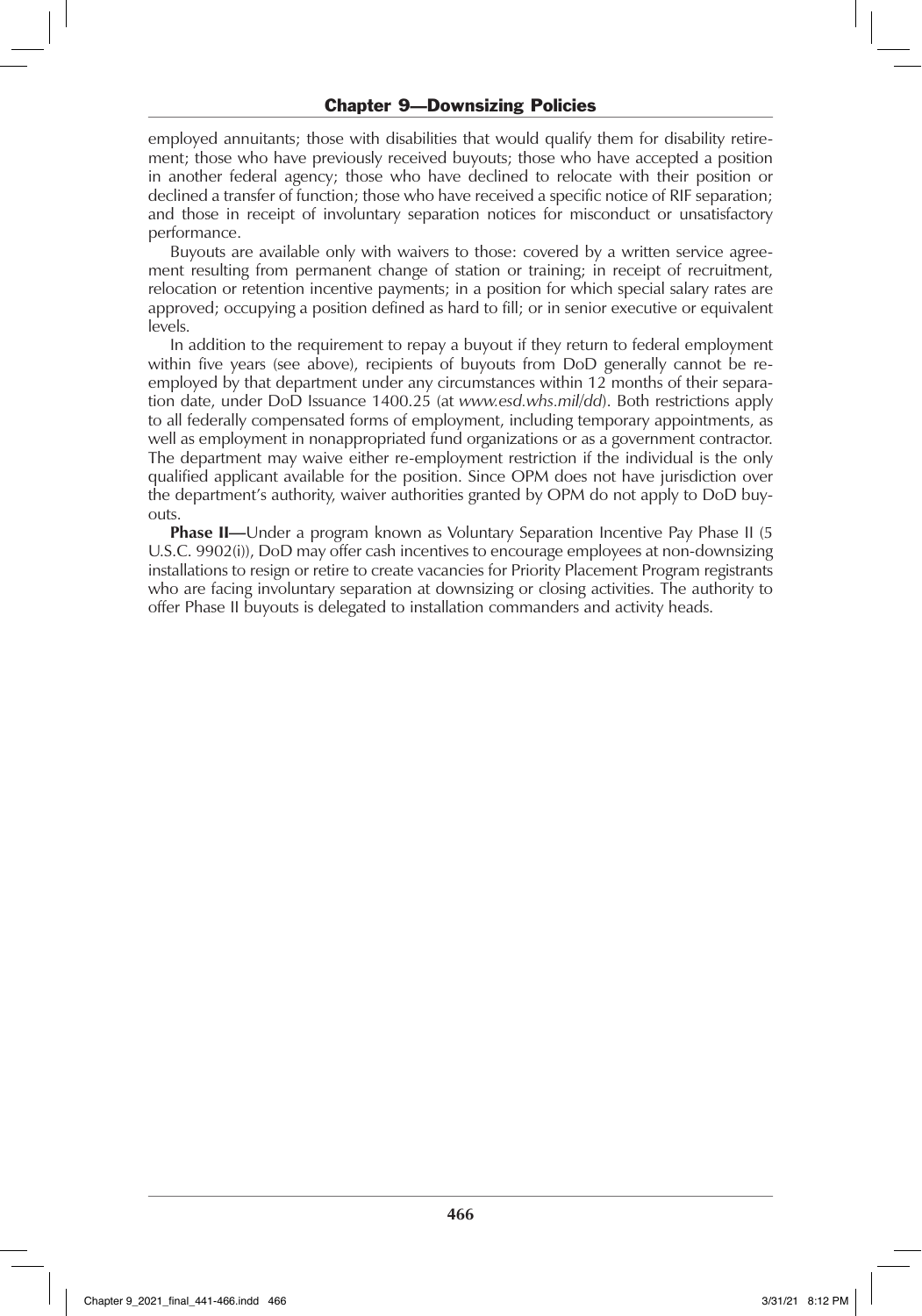employed annuitants; those with disabilities that would qualify them for disability retirement; those who have previously received buyouts; those who have accepted a position in another federal agency; those who have declined to relocate with their position or declined a transfer of function; those who have received a specific notice of RIF separation; and those in receipt of involuntary separation notices for misconduct or unsatisfactory performance.

Buyouts are available only with waivers to those: covered by a written service agreement resulting from permanent change of station or training; in receipt of recruitment, relocation or retention incentive payments; in a position for which special salary rates are approved; occupying a position defined as hard to fill; or in senior executive or equivalent levels.

In addition to the requirement to repay a buyout if they return to federal employment within five years (see above), recipients of buyouts from DoD generally cannot be re-employed by that department under any circumstances within 12 months of their separation date, under DoD Issuance 1400.25 (at *www.esd.whs.mil/dd*). Both restrictions apply to all federally compensated forms of employment, including temporary appointments, as well as employment in nonappropriated fund organizations or as a government contractor. The department may waive either re-employment restriction if the individual is the only qualified applicant available for the position. Since OPM does not have jurisdiction over the department's authority, waiver authorities granted by OPM do not apply to DoD buyouts.

**Phase II—**Under a program known as Voluntary Separation Incentive Pay Phase II (5 U.S.C. 9902(i)), DoD may offer cash incentives to encourage employees at non-downsizing installations to resign or retire to create vacancies for Priority Placement Program registrants who are facing involuntary separation at downsizing or closing activities. The authority to offer Phase II buyouts is delegated to installation commanders and activity heads.